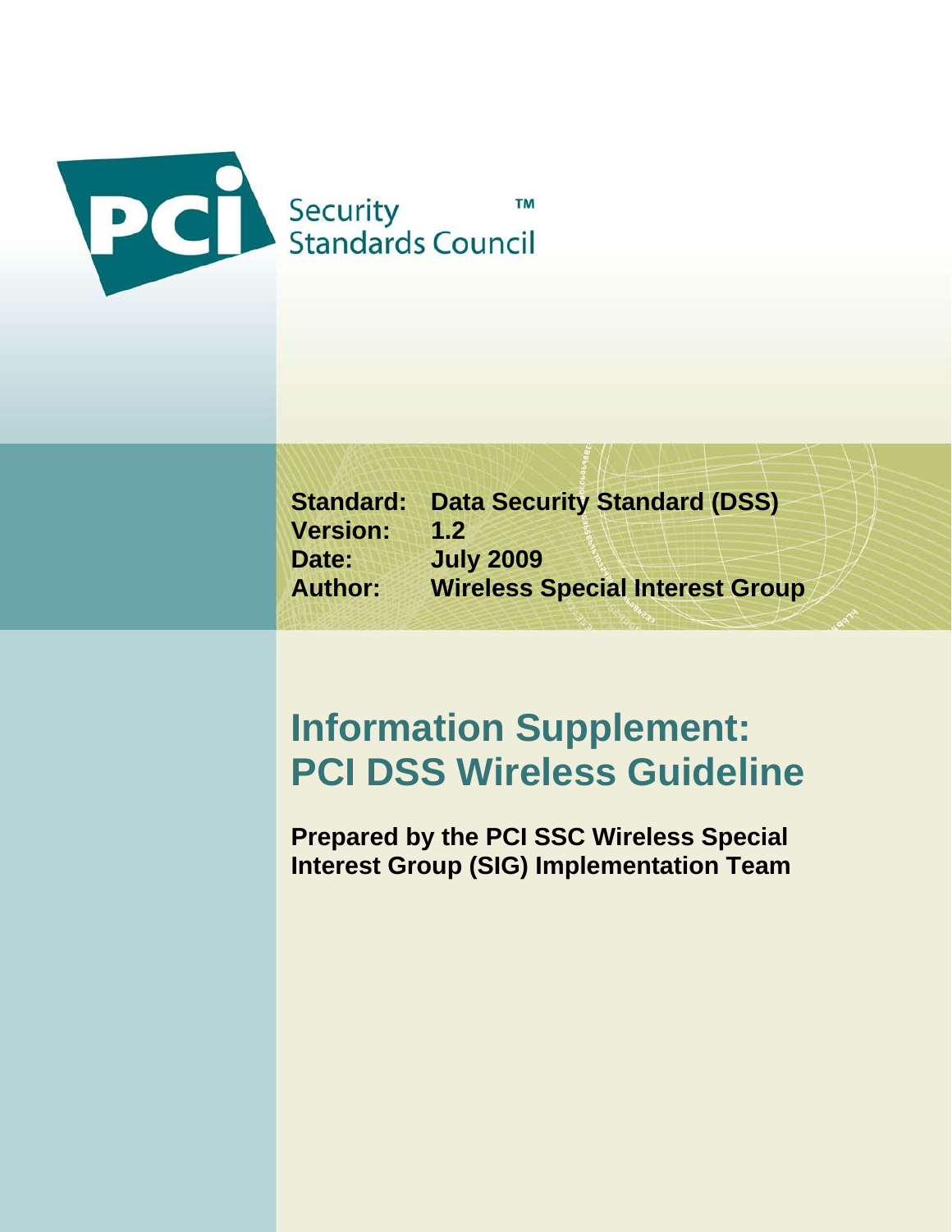PCI Security Standards Council™

**Standard:** Data Security Standard (DSS)
**Version:** 1.2
**Date:** July 2009
**Author:** Wireless Special Interest Group

# Information Supplement: PCI DSS Wireless Guideline

**Prepared by the PCI SSC Wireless Special Interest Group (SIG) Implementation Team**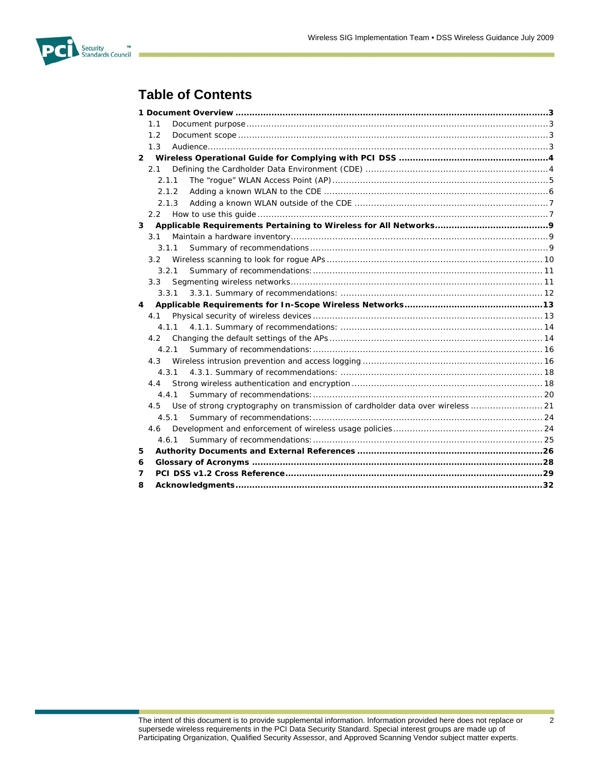# Table of Contents

**1 Document Overview .......................................................................................................................3**

1.1 Document purpose .......................................................................................................................3

1.2 Document scope ...........................................................................................................................3

1.3 Audience.......................................................................................................................................3

**2 Wireless Operational Guide for Complying with PCI DSS ...................................................4**

2.1 Defining the Cardholder Data Environment (CDE) .........................................................................4

2.1.1 The “rogue” WLAN Access Point (AP) ....................................................................................5

2.1.2 Adding a known WLAN to the CDE .........................................................................................6

2.1.3 Adding a known WLAN outside of the CDE .............................................................................7

2.2 How to use this guide ....................................................................................................................7

**3 Applicable Requirements Pertaining to Wireless for All Networks.......................................9**

3.1 Maintain a hardware inventory........................................................................................................9

3.1.1 Summary of recommendations .................................................................................................9

3.2 Wireless scanning to look for rogue APs .......................................................................................10

3.2.1 Summary of recommendations: ..............................................................................................11

3.3 Segmenting wireless networks.......................................................................................................11

3.3.1 3.3.1. Summary of recommendations: ........................................................................................12

**4 Applicable Requirements for In-Scope Wireless Networks.................................................13**

4.1 Physical security of wireless devices ..............................................................................................13

4.1.1 4.1.1. Summary of recommendations: ........................................................................................14

4.2 Changing the default settings of the APs ........................................................................................14

4.2.1 Summary of recommendations: ..............................................................................................16

4.3 Wireless intrusion prevention and access logging ...........................................................................16

4.3.1 4.3.1. Summary of recommendations: ........................................................................................18

4.4 Strong wireless authentication and encryption ................................................................................18

4.4.1 Summary of recommendations: ..............................................................................................20

4.5 Use of strong cryptography on transmission of cardholder data over wireless ...................................21

4.5.1 Summary of recommendations: ..............................................................................................24

4.6 Development and enforcement of wireless usage policies ................................................................24

4.6.1 Summary of recommendations: ..............................................................................................25

**5 Authority Documents and External References ..................................................................26**

**6 Glossary of Acronyms ........................................................................................................28**

**7 PCI DSS v1.2 Cross Reference...........................................................................................29**

**8 Acknowledgments...............................................................................................................32**

The intent of this document is to provide supplemental information. Information provided here does not replace or supersede wireless requirements in the PCI Data Security Standard. Special interest groups are made up of Participating Organization, Qualified Security Assessor, and Approved Scanning Vendor subject matter experts.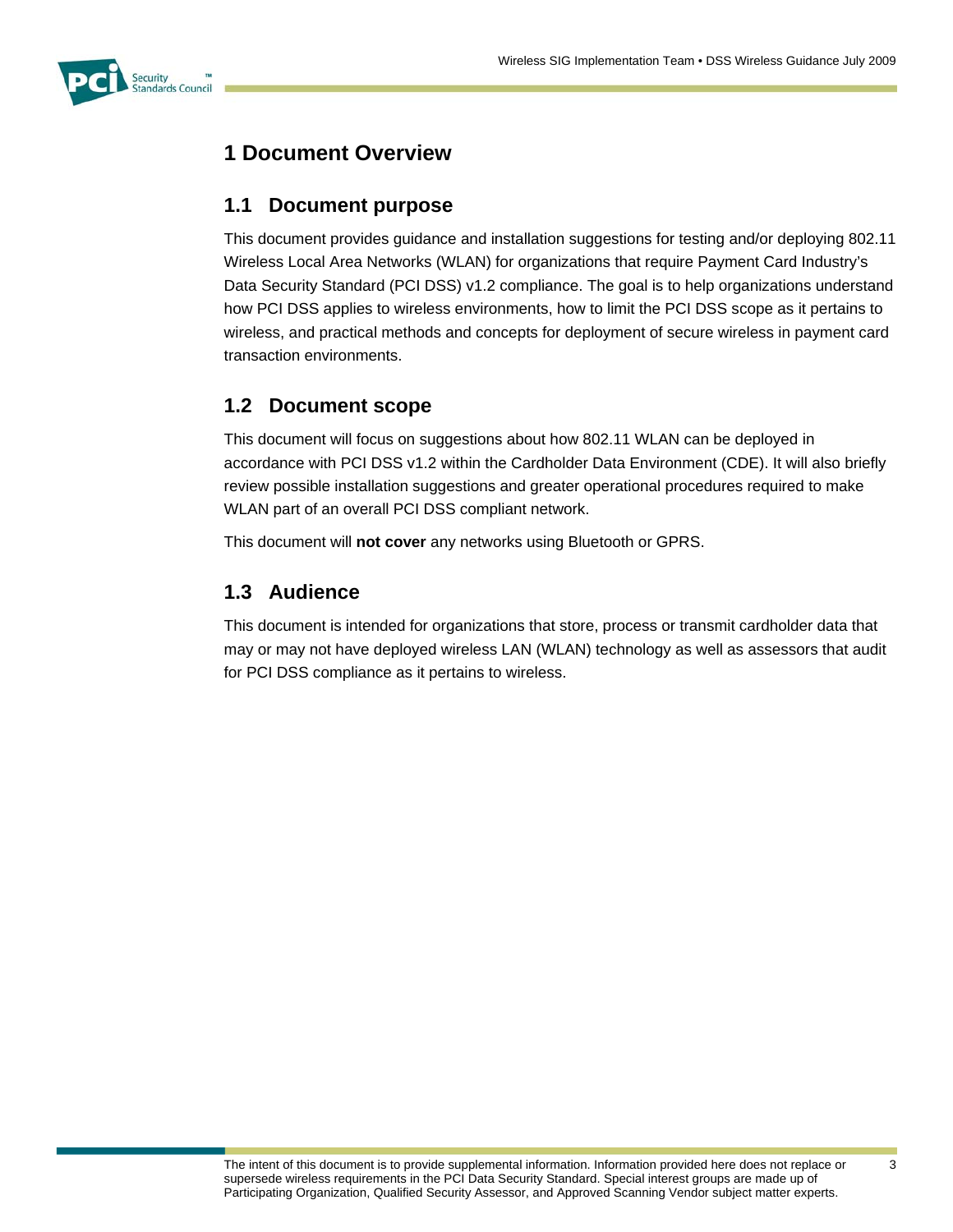# 1 Document Overview

## 1.1 Document purpose

This document provides guidance and installation suggestions for testing and/or deploying 802.11 Wireless Local Area Networks (WLAN) for organizations that require Payment Card Industry's Data Security Standard (PCI DSS) v1.2 compliance. The goal is to help organizations understand how PCI DSS applies to wireless environments, how to limit the PCI DSS scope as it pertains to wireless, and practical methods and concepts for deployment of secure wireless in payment card transaction environments.

## 1.2 Document scope

This document will focus on suggestions about how 802.11 WLAN can be deployed in accordance with PCI DSS v1.2 within the Cardholder Data Environment (CDE). It will also briefly review possible installation suggestions and greater operational procedures required to make WLAN part of an overall PCI DSS compliant network.

This document will **not cover** any networks using Bluetooth or GPRS.

## 1.3 Audience

This document is intended for organizations that store, process or transmit cardholder data that may or may not have deployed wireless LAN (WLAN) technology as well as assessors that audit for PCI DSS compliance as it pertains to wireless.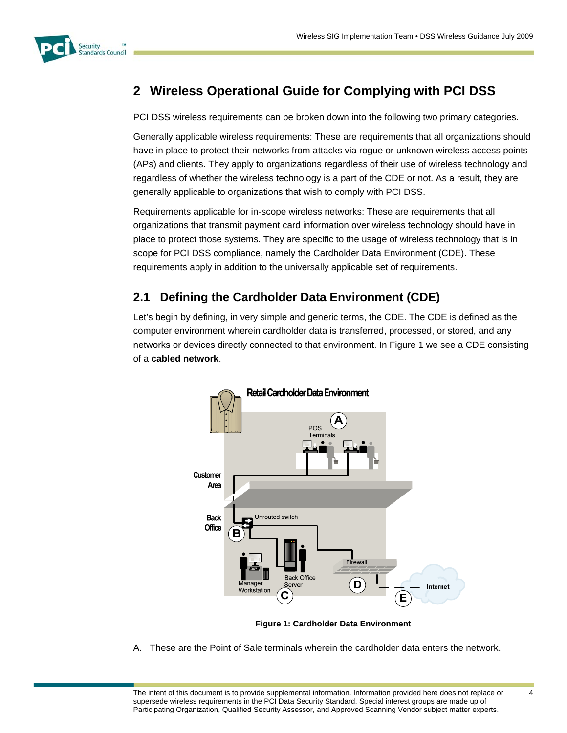## 2 Wireless Operational Guide for Complying with PCI DSS

PCI DSS wireless requirements can be broken down into the following two primary categories.

Generally applicable wireless requirements: These are requirements that all organizations should have in place to protect their networks from attacks via rogue or unknown wireless access points (APs) and clients. They apply to organizations regardless of their use of wireless technology and regardless of whether the wireless technology is a part of the CDE or not. As a result, they are generally applicable to organizations that wish to comply with PCI DSS.

Requirements applicable for in-scope wireless networks: These are requirements that all organizations that transmit payment card information over wireless technology should have in place to protect those systems. They are specific to the usage of wireless technology that is in scope for PCI DSS compliance, namely the Cardholder Data Environment (CDE). These requirements apply in addition to the universally applicable set of requirements.

### 2.1 Defining the Cardholder Data Environment (CDE)

Let's begin by defining, in very simple and generic terms, the CDE. The CDE is defined as the computer environment wherein cardholder data is transferred, processed, or stored, and any networks or devices directly connected to that environment. In Figure 1 we see a CDE consisting of a **cabled network**.

**Figure 1: Cardholder Data Environment**

A. These are the Point of Sale terminals wherein the cardholder data enters the network.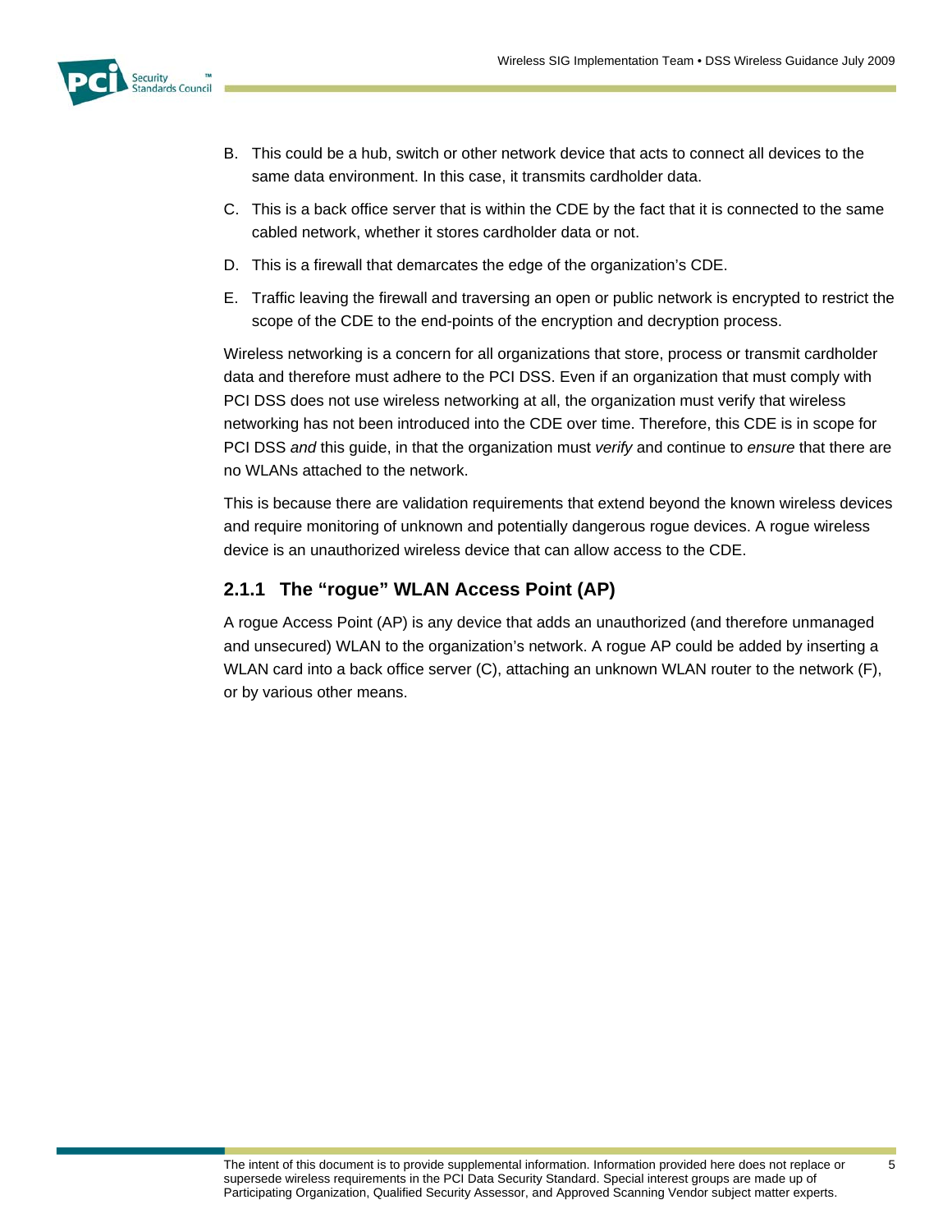B. This could be a hub, switch or other network device that acts to connect all devices to the same data environment. In this case, it transmits cardholder data.

C. This is a back office server that is within the CDE by the fact that it is connected to the same cabled network, whether it stores cardholder data or not.

D. This is a firewall that demarcates the edge of the organization's CDE.

E. Traffic leaving the firewall and traversing an open or public network is encrypted to restrict the scope of the CDE to the end-points of the encryption and decryption process.

Wireless networking is a concern for all organizations that store, process or transmit cardholder data and therefore must adhere to the PCI DSS. Even if an organization that must comply with PCI DSS does not use wireless networking at all, the organization must verify that wireless networking has not been introduced into the CDE over time. Therefore, this CDE is in scope for PCI DSS *and* this guide, in that the organization must *verify* and continue to *ensure* that there are no WLANs attached to the network.

This is because there are validation requirements that extend beyond the known wireless devices and require monitoring of unknown and potentially dangerous rogue devices. A rogue wireless device is an unauthorized wireless device that can allow access to the CDE.

### 2.1.1 The "rogue" WLAN Access Point (AP)

A rogue Access Point (AP) is any device that adds an unauthorized (and therefore unmanaged and unsecured) WLAN to the organization's network. A rogue AP could be added by inserting a WLAN card into a back office server (C), attaching an unknown WLAN router to the network (F), or by various other means.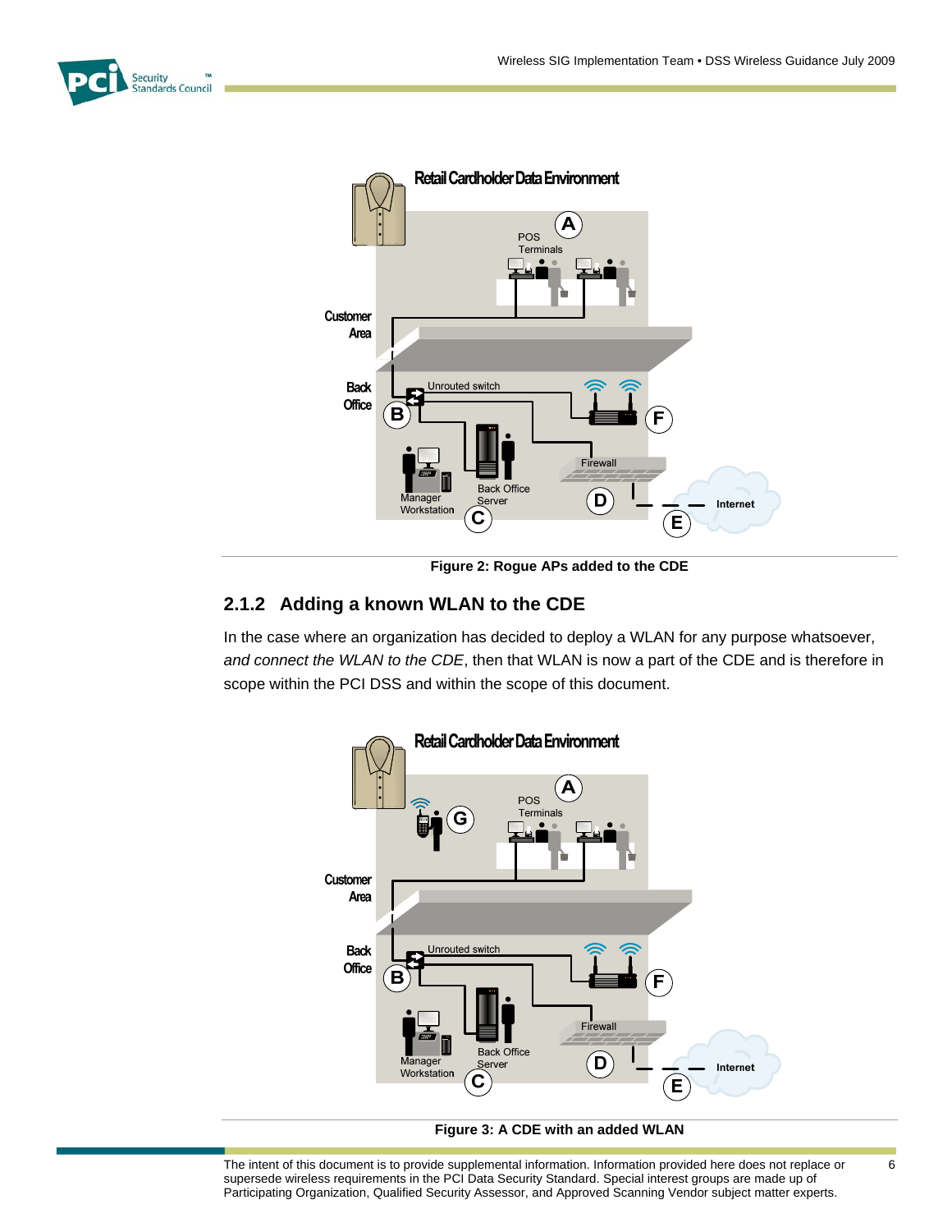Figure 2: Rogue APs added to the CDE

### 2.1.2 Adding a known WLAN to the CDE

In the case where an organization has decided to deploy a WLAN for any purpose whatsoever, *and connect the WLAN to the CDE*, then that WLAN is now a part of the CDE and is therefore in scope within the PCI DSS and within the scope of this document.

Figure 3: A CDE with an added WLAN

The intent of this document is to provide supplemental information. Information provided here does not replace or supersede wireless requirements in the PCI Data Security Standard. Special interest groups are made up of Participating Organization, Qualified Security Assessor, and Approved Scanning Vendor subject matter experts.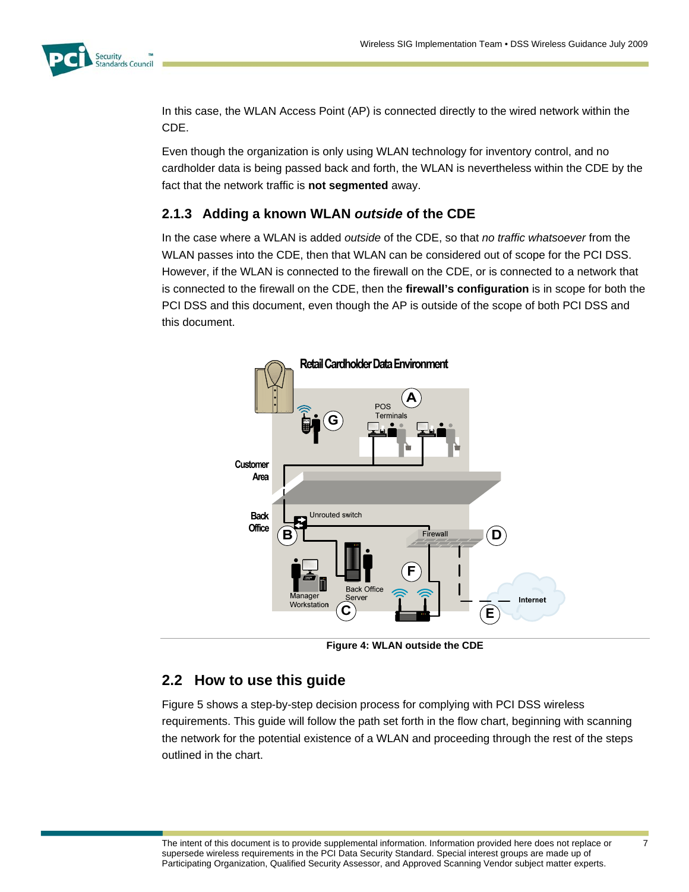In this case, the WLAN Access Point (AP) is connected directly to the wired network within the CDE.

Even though the organization is only using WLAN technology for inventory control, and no cardholder data is being passed back and forth, the WLAN is nevertheless within the CDE by the fact that the network traffic is **not segmented** away.

### 2.1.3 Adding a known WLAN *outside* of the CDE

In the case where a WLAN is added *outside* of the CDE, so that *no traffic whatsoever* from the WLAN passes into the CDE, then that WLAN can be considered out of scope for the PCI DSS. However, if the WLAN is connected to the firewall on the CDE, or is connected to a network that is connected to the firewall on the CDE, then the **firewall's configuration** is in scope for both the PCI DSS and this document, even though the AP is outside of the scope of both PCI DSS and this document.

**Figure 4: WLAN outside the CDE**

## 2.2 How to use this guide

Figure 5 shows a step-by-step decision process for complying with PCI DSS wireless requirements. This guide will follow the path set forth in the flow chart, beginning with scanning the network for the potential existence of a WLAN and proceeding through the rest of the steps outlined in the chart.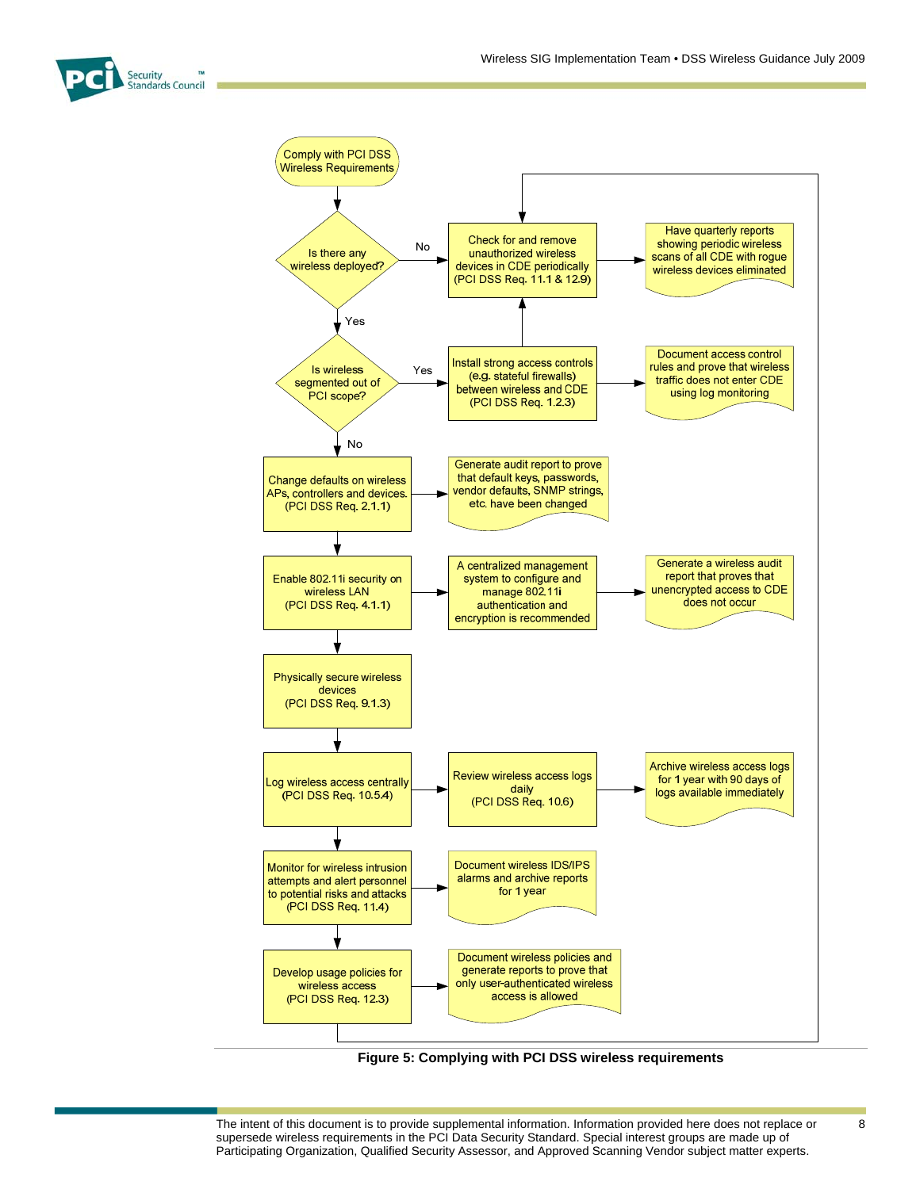Comply with PCI DSS Wireless Requirements

Is there any wireless deployed?

- No → Check for and remove unauthorized wireless devices in CDE periodically (PCI DSS Req. 11.1 & 12.9) → Have quarterly reports showing periodic wireless scans of all CDE with rogue wireless devices eliminated
- Yes → Is wireless segmented out of PCI scope?
  - Yes → Install strong access controls (e.g. stateful firewalls) between wireless and CDE (PCI DSS Req. 1.2.3) → Document access control rules and prove that wireless traffic does not enter CDE using log monitoring
  - No → Change defaults on wireless APs, controllers and devices. (PCI DSS Req. 2.1.1) → Generate audit report to prove that default keys, passwords, vendor defaults, SNMP strings, etc. have been changed

Enable 802.11i security on wireless LAN (PCI DSS Req. 4.1.1) → A centralized management system to configure and manage 802.11i authentication and encryption is recommended → Generate a wireless audit report that proves that unencrypted access to CDE does not occur

Physically secure wireless devices (PCI DSS Req. 9.1.3)

Log wireless access centrally (PCI DSS Req. 10.5.4) → Review wireless access logs daily (PCI DSS Req. 10.6) → Archive wireless access logs for 1 year with 90 days of logs available immediately

Monitor for wireless intrusion attempts and alert personnel to potential risks and attacks (PCI DSS Req. 11.4) → Document wireless IDS/IPS alarms and archive reports for 1 year

Develop usage policies for wireless access (PCI DSS Req. 12.3) → Document wireless policies and generate reports to prove that only user-authenticated wireless access is allowed

**Figure 5: Complying with PCI DSS wireless requirements**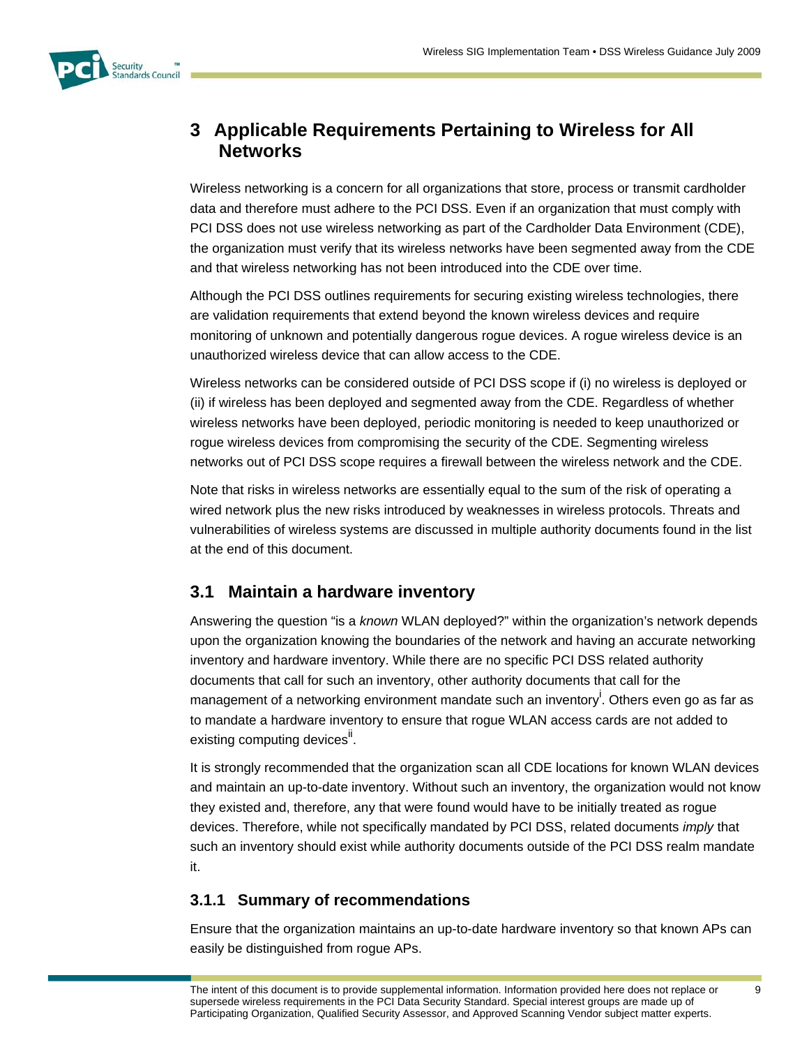# 3 Applicable Requirements Pertaining to Wireless for All Networks

Wireless networking is a concern for all organizations that store, process or transmit cardholder data and therefore must adhere to the PCI DSS. Even if an organization that must comply with PCI DSS does not use wireless networking as part of the Cardholder Data Environment (CDE), the organization must verify that its wireless networks have been segmented away from the CDE and that wireless networking has not been introduced into the CDE over time.

Although the PCI DSS outlines requirements for securing existing wireless technologies, there are validation requirements that extend beyond the known wireless devices and require monitoring of unknown and potentially dangerous rogue devices. A rogue wireless device is an unauthorized wireless device that can allow access to the CDE.

Wireless networks can be considered outside of PCI DSS scope if (i) no wireless is deployed or (ii) if wireless has been deployed and segmented away from the CDE. Regardless of whether wireless networks have been deployed, periodic monitoring is needed to keep unauthorized or rogue wireless devices from compromising the security of the CDE. Segmenting wireless networks out of PCI DSS scope requires a firewall between the wireless network and the CDE.

Note that risks in wireless networks are essentially equal to the sum of the risk of operating a wired network plus the new risks introduced by weaknesses in wireless protocols. Threats and vulnerabilities of wireless systems are discussed in multiple authority documents found in the list at the end of this document.

## 3.1 Maintain a hardware inventory

Answering the question "is a *known* WLAN deployed?" within the organization's network depends upon the organization knowing the boundaries of the network and having an accurate networking inventory and hardware inventory. While there are no specific PCI DSS related authority documents that call for such an inventory, other authority documents that call for the management of a networking environment mandate such an inventory[i]. Others even go as far as to mandate a hardware inventory to ensure that rogue WLAN access cards are not added to existing computing devices[ii].

It is strongly recommended that the organization scan all CDE locations for known WLAN devices and maintain an up-to-date inventory. Without such an inventory, the organization would not know they existed and, therefore, any that were found would have to be initially treated as rogue devices. Therefore, while not specifically mandated by PCI DSS, related documents *imply* that such an inventory should exist while authority documents outside of the PCI DSS realm mandate it.

### 3.1.1 Summary of recommendations

Ensure that the organization maintains an up-to-date hardware inventory so that known APs can easily be distinguished from rogue APs.

The intent of this document is to provide supplemental information. Information provided here does not replace or supersede wireless requirements in the PCI Data Security Standard. Special interest groups are made up of Participating Organization, Qualified Security Assessor, and Approved Scanning Vendor subject matter experts.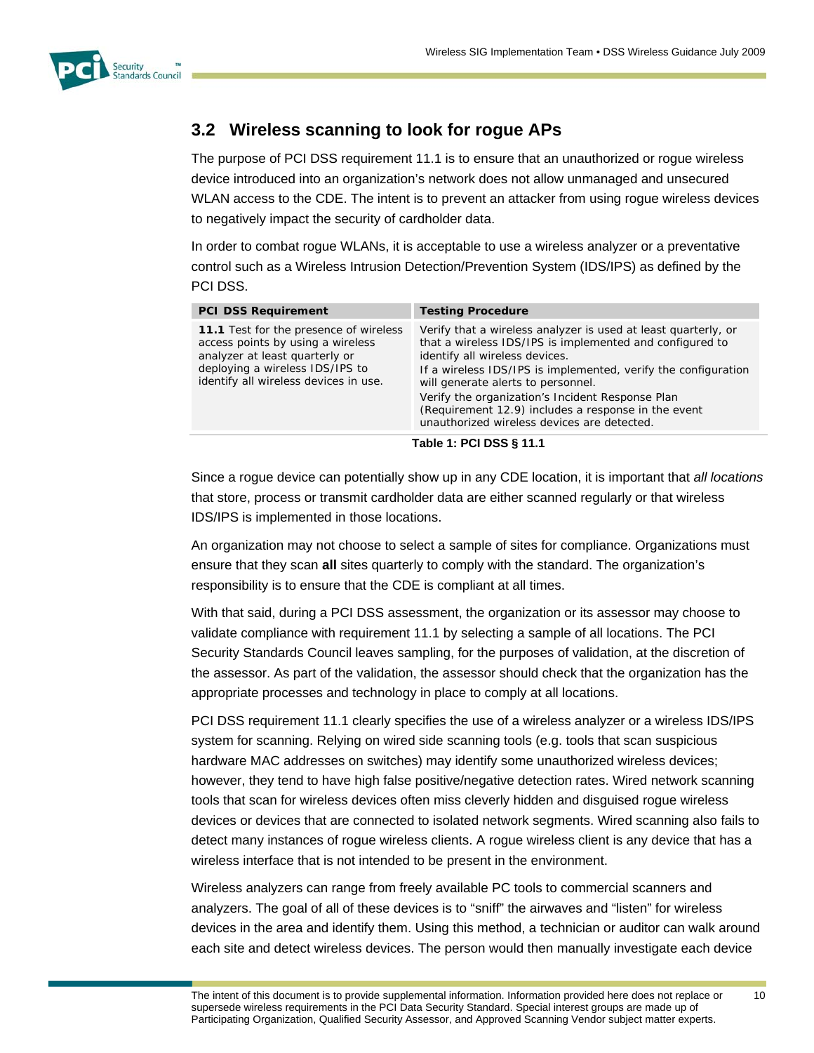## 3.2 Wireless scanning to look for rogue APs

The purpose of PCI DSS requirement 11.1 is to ensure that an unauthorized or rogue wireless device introduced into an organization's network does not allow unmanaged and unsecured WLAN access to the CDE. The intent is to prevent an attacker from using rogue wireless devices to negatively impact the security of cardholder data.

In order to combat rogue WLANs, it is acceptable to use a wireless analyzer or a preventative control such as a Wireless Intrusion Detection/Prevention System (IDS/IPS) as defined by the PCI DSS.

| PCI DSS Requirement | Testing Procedure |
|---|---|
| **11.1** Test for the presence of wireless access points by using a wireless analyzer at least quarterly or deploying a wireless IDS/IPS to identify all wireless devices in use. | Verify that a wireless analyzer is used at least quarterly, or that a wireless IDS/IPS is implemented and configured to identify all wireless devices.<br>If a wireless IDS/IPS is implemented, verify the configuration will generate alerts to personnel.<br>Verify the organization's Incident Response Plan (Requirement 12.9) includes a response in the event unauthorized wireless devices are detected. |

**Table 1: PCI DSS § 11.1**

Since a rogue device can potentially show up in any CDE location, it is important that *all locations* that store, process or transmit cardholder data are either scanned regularly or that wireless IDS/IPS is implemented in those locations.

An organization may not choose to select a sample of sites for compliance. Organizations must ensure that they scan **all** sites quarterly to comply with the standard. The organization's responsibility is to ensure that the CDE is compliant at all times.

With that said, during a PCI DSS assessment, the organization or its assessor may choose to validate compliance with requirement 11.1 by selecting a sample of all locations. The PCI Security Standards Council leaves sampling, for the purposes of validation, at the discretion of the assessor. As part of the validation, the assessor should check that the organization has the appropriate processes and technology in place to comply at all locations.

PCI DSS requirement 11.1 clearly specifies the use of a wireless analyzer or a wireless IDS/IPS system for scanning. Relying on wired side scanning tools (e.g. tools that scan suspicious hardware MAC addresses on switches) may identify some unauthorized wireless devices; however, they tend to have high false positive/negative detection rates. Wired network scanning tools that scan for wireless devices often miss cleverly hidden and disguised rogue wireless devices or devices that are connected to isolated network segments. Wired scanning also fails to detect many instances of rogue wireless clients. A rogue wireless client is any device that has a wireless interface that is not intended to be present in the environment.

Wireless analyzers can range from freely available PC tools to commercial scanners and analyzers. The goal of all of these devices is to "sniff" the airwaves and "listen" for wireless devices in the area and identify them. Using this method, a technician or auditor can walk around each site and detect wireless devices. The person would then manually investigate each device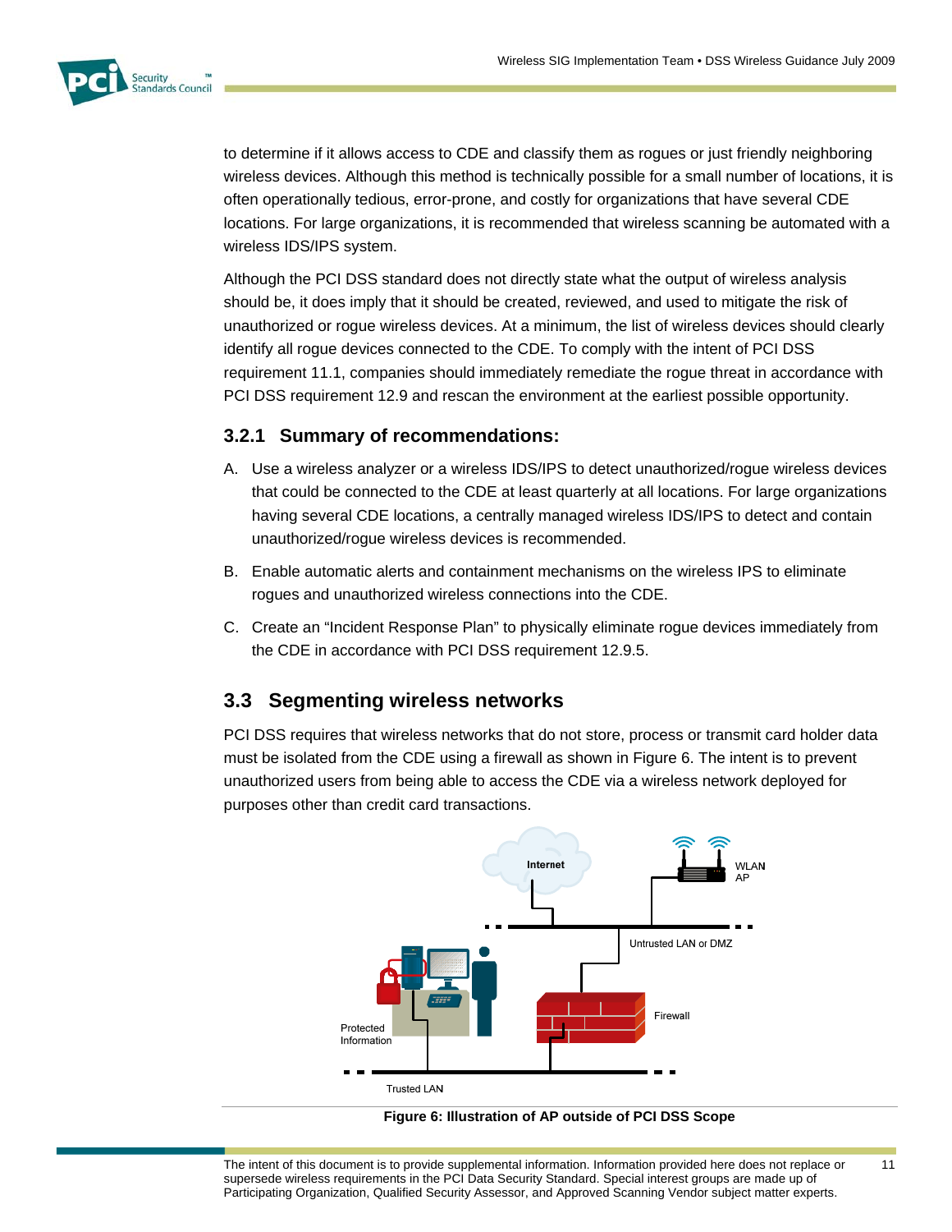to determine if it allows access to CDE and classify them as rogues or just friendly neighboring wireless devices. Although this method is technically possible for a small number of locations, it is often operationally tedious, error-prone, and costly for organizations that have several CDE locations. For large organizations, it is recommended that wireless scanning be automated with a wireless IDS/IPS system.

Although the PCI DSS standard does not directly state what the output of wireless analysis should be, it does imply that it should be created, reviewed, and used to mitigate the risk of unauthorized or rogue wireless devices. At a minimum, the list of wireless devices should clearly identify all rogue devices connected to the CDE. To comply with the intent of PCI DSS requirement 11.1, companies should immediately remediate the rogue threat in accordance with PCI DSS requirement 12.9 and rescan the environment at the earliest possible opportunity.

### 3.2.1 Summary of recommendations:

A. Use a wireless analyzer or a wireless IDS/IPS to detect unauthorized/rogue wireless devices that could be connected to the CDE at least quarterly at all locations. For large organizations having several CDE locations, a centrally managed wireless IDS/IPS to detect and contain unauthorized/rogue wireless devices is recommended.

B. Enable automatic alerts and containment mechanisms on the wireless IPS to eliminate rogues and unauthorized wireless connections into the CDE.

C. Create an “Incident Response Plan” to physically eliminate rogue devices immediately from the CDE in accordance with PCI DSS requirement 12.9.5.

## 3.3 Segmenting wireless networks

PCI DSS requires that wireless networks that do not store, process or transmit card holder data must be isolated from the CDE using a firewall as shown in Figure 6. The intent is to prevent unauthorized users from being able to access the CDE via a wireless network deployed for purposes other than credit card transactions.

**Figure 6: Illustration of AP outside of PCI DSS Scope**

The intent of this document is to provide supplemental information. Information provided here does not replace or supersede wireless requirements in the PCI Data Security Standard. Special interest groups are made up of Participating Organization, Qualified Security Assessor, and Approved Scanning Vendor subject matter experts.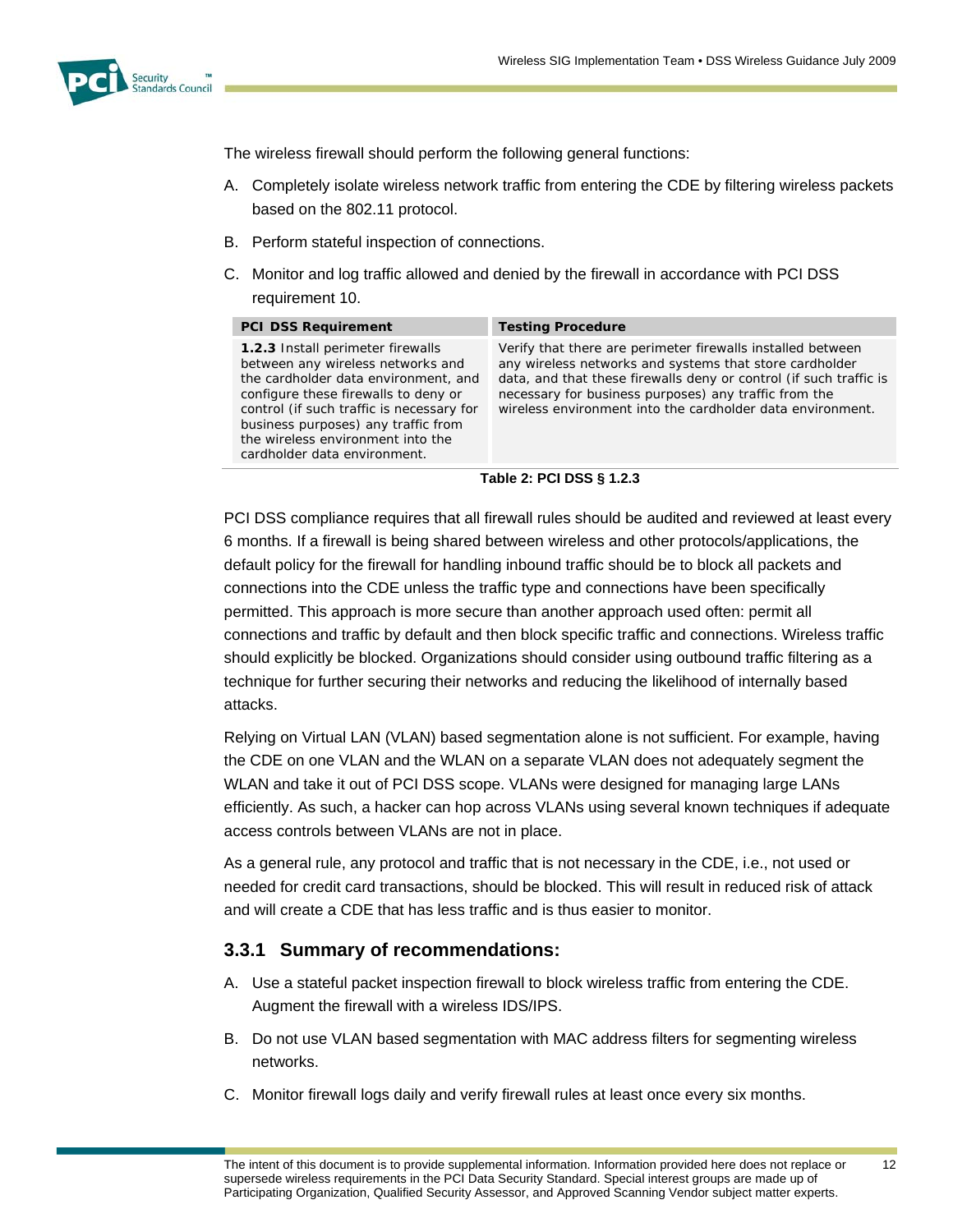The wireless firewall should perform the following general functions:

A. Completely isolate wireless network traffic from entering the CDE by filtering wireless packets based on the 802.11 protocol.

B. Perform stateful inspection of connections.

C. Monitor and log traffic allowed and denied by the firewall in accordance with PCI DSS requirement 10.

| PCI DSS Requirement | Testing Procedure |
|---|---|
| **1.2.3** Install perimeter firewalls between any wireless networks and the cardholder data environment, and configure these firewalls to deny or control (if such traffic is necessary for business purposes) any traffic from the wireless environment into the cardholder data environment. | Verify that there are perimeter firewalls installed between any wireless networks and systems that store cardholder data, and that these firewalls deny or control (if such traffic is necessary for business purposes) any traffic from the wireless environment into the cardholder data environment. |

**Table 2: PCI DSS § 1.2.3**

PCI DSS compliance requires that all firewall rules should be audited and reviewed at least every 6 months. If a firewall is being shared between wireless and other protocols/applications, the default policy for the firewall for handling inbound traffic should be to block all packets and connections into the CDE unless the traffic type and connections have been specifically permitted. This approach is more secure than another approach used often: permit all connections and traffic by default and then block specific traffic and connections. Wireless traffic should explicitly be blocked. Organizations should consider using outbound traffic filtering as a technique for further securing their networks and reducing the likelihood of internally based attacks.

Relying on Virtual LAN (VLAN) based segmentation alone is not sufficient. For example, having the CDE on one VLAN and the WLAN on a separate VLAN does not adequately segment the WLAN and take it out of PCI DSS scope. VLANs were designed for managing large LANs efficiently. As such, a hacker can hop across VLANs using several known techniques if adequate access controls between VLANs are not in place.

As a general rule, any protocol and traffic that is not necessary in the CDE, i.e., not used or needed for credit card transactions, should be blocked. This will result in reduced risk of attack and will create a CDE that has less traffic and is thus easier to monitor.

### 3.3.1 Summary of recommendations:

A. Use a stateful packet inspection firewall to block wireless traffic from entering the CDE. Augment the firewall with a wireless IDS/IPS.

B. Do not use VLAN based segmentation with MAC address filters for segmenting wireless networks.

C. Monitor firewall logs daily and verify firewall rules at least once every six months.

The intent of this document is to provide supplemental information. Information provided here does not replace or supersede wireless requirements in the PCI Data Security Standard. Special interest groups are made up of Participating Organization, Qualified Security Assessor, and Approved Scanning Vendor subject matter experts.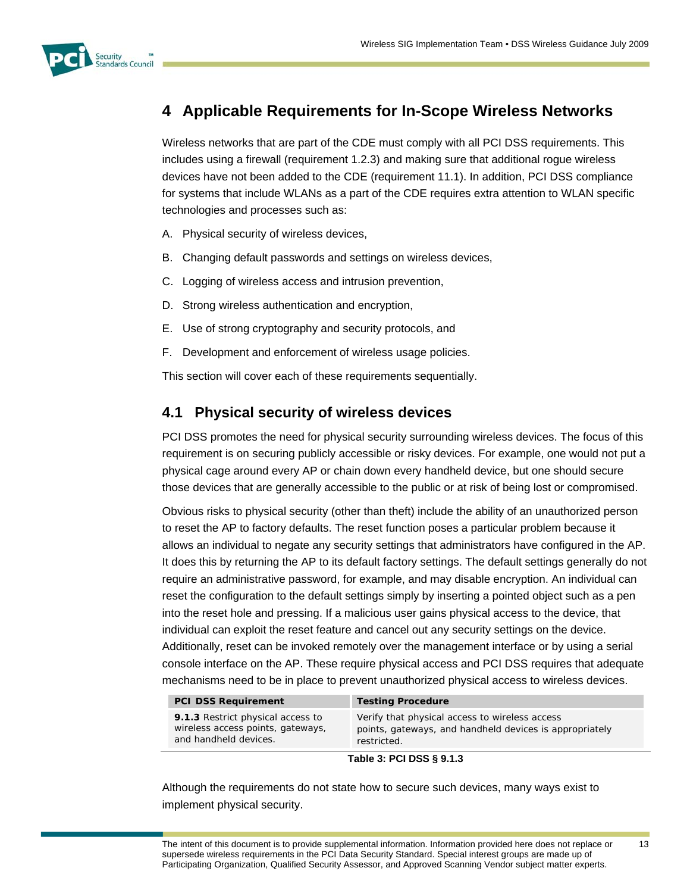# 4 Applicable Requirements for In-Scope Wireless Networks

Wireless networks that are part of the CDE must comply with all PCI DSS requirements. This includes using a firewall (requirement 1.2.3) and making sure that additional rogue wireless devices have not been added to the CDE (requirement 11.1). In addition, PCI DSS compliance for systems that include WLANs as a part of the CDE requires extra attention to WLAN specific technologies and processes such as:

A. Physical security of wireless devices,

B. Changing default passwords and settings on wireless devices,

C. Logging of wireless access and intrusion prevention,

D. Strong wireless authentication and encryption,

E. Use of strong cryptography and security protocols, and

F. Development and enforcement of wireless usage policies.

This section will cover each of these requirements sequentially.

## 4.1 Physical security of wireless devices

PCI DSS promotes the need for physical security surrounding wireless devices. The focus of this requirement is on securing publicly accessible or risky devices. For example, one would not put a physical cage around every AP or chain down every handheld device, but one should secure those devices that are generally accessible to the public or at risk of being lost or compromised.

Obvious risks to physical security (other than theft) include the ability of an unauthorized person to reset the AP to factory defaults. The reset function poses a particular problem because it allows an individual to negate any security settings that administrators have configured in the AP. It does this by returning the AP to its default factory settings. The default settings generally do not require an administrative password, for example, and may disable encryption. An individual can reset the configuration to the default settings simply by inserting a pointed object such as a pen into the reset hole and pressing. If a malicious user gains physical access to the device, that individual can exploit the reset feature and cancel out any security settings on the device. Additionally, reset can be invoked remotely over the management interface or by using a serial console interface on the AP. These require physical access and PCI DSS requires that adequate mechanisms need to be in place to prevent unauthorized physical access to wireless devices.

| PCI DSS Requirement | Testing Procedure |
|---|---|
| **9.1.3** Restrict physical access to wireless access points, gateways, and handheld devices. | Verify that physical access to wireless access points, gateways, and handheld devices is appropriately restricted. |

**Table 3: PCI DSS § 9.1.3**

Although the requirements do not state how to secure such devices, many ways exist to implement physical security.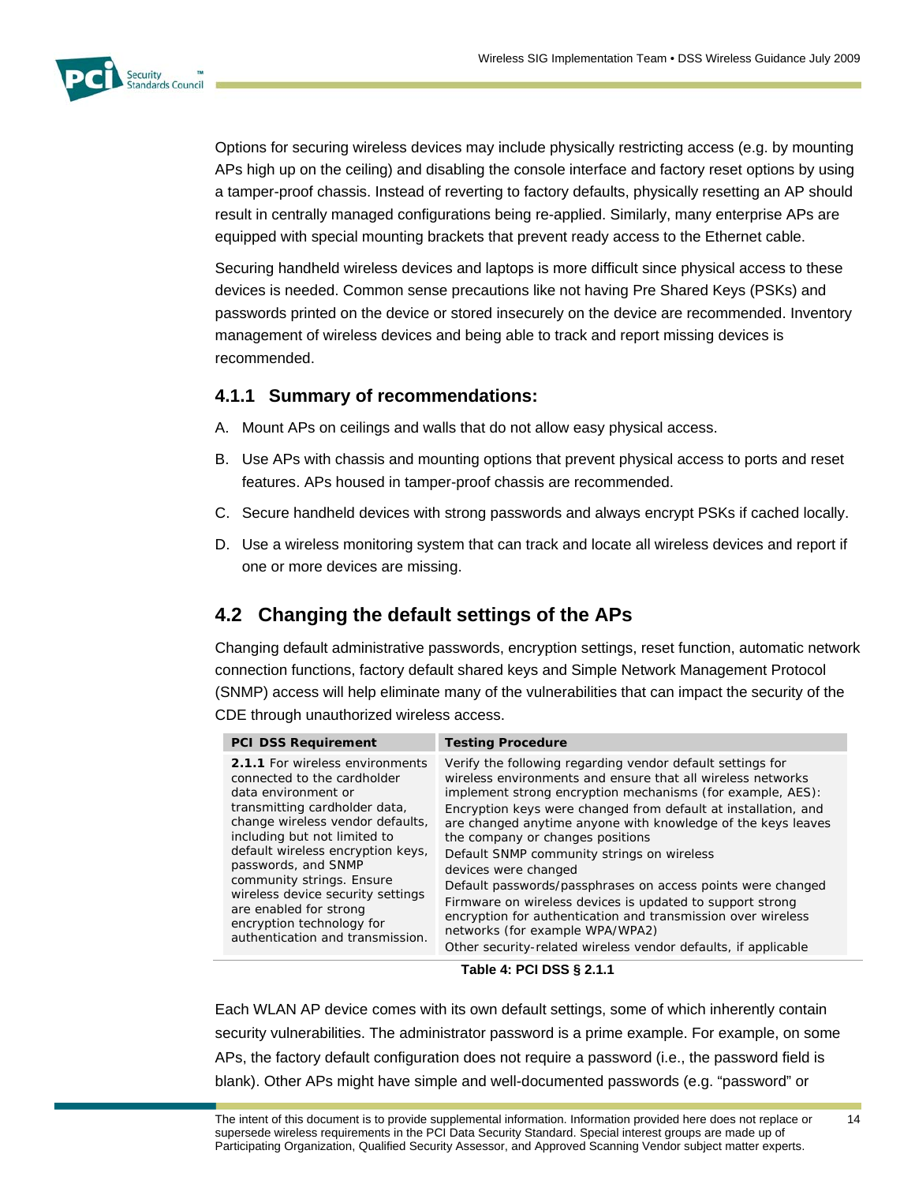Options for securing wireless devices may include physically restricting access (e.g. by mounting APs high up on the ceiling) and disabling the console interface and factory reset options by using a tamper-proof chassis. Instead of reverting to factory defaults, physically resetting an AP should result in centrally managed configurations being re-applied. Similarly, many enterprise APs are equipped with special mounting brackets that prevent ready access to the Ethernet cable.

Securing handheld wireless devices and laptops is more difficult since physical access to these devices is needed. Common sense precautions like not having Pre Shared Keys (PSKs) and passwords printed on the device or stored insecurely on the device are recommended. Inventory management of wireless devices and being able to track and report missing devices is recommended.

### 4.1.1 Summary of recommendations:

A. Mount APs on ceilings and walls that do not allow easy physical access.

B. Use APs with chassis and mounting options that prevent physical access to ports and reset features. APs housed in tamper-proof chassis are recommended.

C. Secure handheld devices with strong passwords and always encrypt PSKs if cached locally.

D. Use a wireless monitoring system that can track and locate all wireless devices and report if one or more devices are missing.

## 4.2 Changing the default settings of the APs

Changing default administrative passwords, encryption settings, reset function, automatic network connection functions, factory default shared keys and Simple Network Management Protocol (SNMP) access will help eliminate many of the vulnerabilities that can impact the security of the CDE through unauthorized wireless access.

| PCI DSS Requirement | Testing Procedure |
| --- | --- |
| **2.1.1** For wireless environments connected to the cardholder data environment or transmitting cardholder data, change wireless vendor defaults, including but not limited to default wireless encryption keys, passwords, and SNMP community strings. Ensure wireless device security settings are enabled for strong encryption technology for authentication and transmission. | Verify the following regarding vendor default settings for wireless environments and ensure that all wireless networks implement strong encryption mechanisms (for example, AES):<br>Encryption keys were changed from default at installation, and are changed anytime anyone with knowledge of the keys leaves the company or changes positions<br>Default SNMP community strings on wireless devices were changed<br>Default passwords/passphrases on access points were changed<br>Firmware on wireless devices is updated to support strong encryption for authentication and transmission over wireless networks (for example WPA/WPA2)<br>Other security-related wireless vendor defaults, if applicable |

**Table 4: PCI DSS § 2.1.1**

Each WLAN AP device comes with its own default settings, some of which inherently contain security vulnerabilities. The administrator password is a prime example. For example, on some APs, the factory default configuration does not require a password (i.e., the password field is blank). Other APs might have simple and well-documented passwords (e.g. "password" or

The intent of this document is to provide supplemental information. Information provided here does not replace or supersede wireless requirements in the PCI Data Security Standard. Special interest groups are made up of Participating Organization, Qualified Security Assessor, and Approved Scanning Vendor subject matter experts.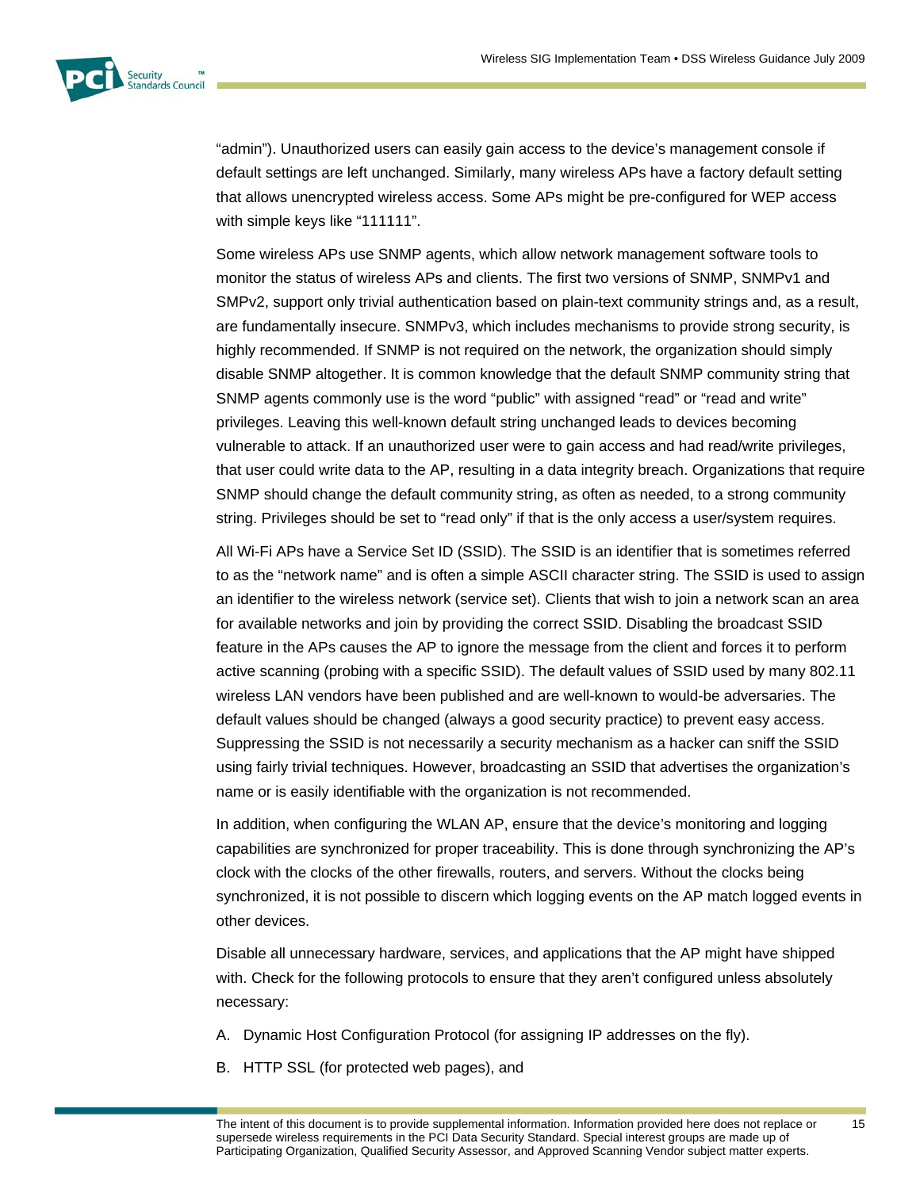“admin”). Unauthorized users can easily gain access to the device’s management console if default settings are left unchanged. Similarly, many wireless APs have a factory default setting that allows unencrypted wireless access. Some APs might be pre-configured for WEP access with simple keys like “111111”.

Some wireless APs use SNMP agents, which allow network management software tools to monitor the status of wireless APs and clients. The first two versions of SNMP, SNMPv1 and SMPv2, support only trivial authentication based on plain-text community strings and, as a result, are fundamentally insecure. SNMPv3, which includes mechanisms to provide strong security, is highly recommended. If SNMP is not required on the network, the organization should simply disable SNMP altogether. It is common knowledge that the default SNMP community string that SNMP agents commonly use is the word “public” with assigned “read” or “read and write” privileges. Leaving this well-known default string unchanged leads to devices becoming vulnerable to attack. If an unauthorized user were to gain access and had read/write privileges, that user could write data to the AP, resulting in a data integrity breach. Organizations that require SNMP should change the default community string, as often as needed, to a strong community string. Privileges should be set to “read only” if that is the only access a user/system requires.

All Wi-Fi APs have a Service Set ID (SSID). The SSID is an identifier that is sometimes referred to as the “network name” and is often a simple ASCII character string. The SSID is used to assign an identifier to the wireless network (service set). Clients that wish to join a network scan an area for available networks and join by providing the correct SSID. Disabling the broadcast SSID feature in the APs causes the AP to ignore the message from the client and forces it to perform active scanning (probing with a specific SSID). The default values of SSID used by many 802.11 wireless LAN vendors have been published and are well-known to would-be adversaries. The default values should be changed (always a good security practice) to prevent easy access. Suppressing the SSID is not necessarily a security mechanism as a hacker can sniff the SSID using fairly trivial techniques. However, broadcasting an SSID that advertises the organization’s name or is easily identifiable with the organization is not recommended.

In addition, when configuring the WLAN AP, ensure that the device’s monitoring and logging capabilities are synchronized for proper traceability. This is done through synchronizing the AP’s clock with the clocks of the other firewalls, routers, and servers. Without the clocks being synchronized, it is not possible to discern which logging events on the AP match logged events in other devices.

Disable all unnecessary hardware, services, and applications that the AP might have shipped with. Check for the following protocols to ensure that they aren’t configured unless absolutely necessary:

A. Dynamic Host Configuration Protocol (for assigning IP addresses on the fly).

B. HTTP SSL (for protected web pages), and

The intent of this document is to provide supplemental information. Information provided here does not replace or supersede wireless requirements in the PCI Data Security Standard. Special interest groups are made up of Participating Organization, Qualified Security Assessor, and Approved Scanning Vendor subject matter experts.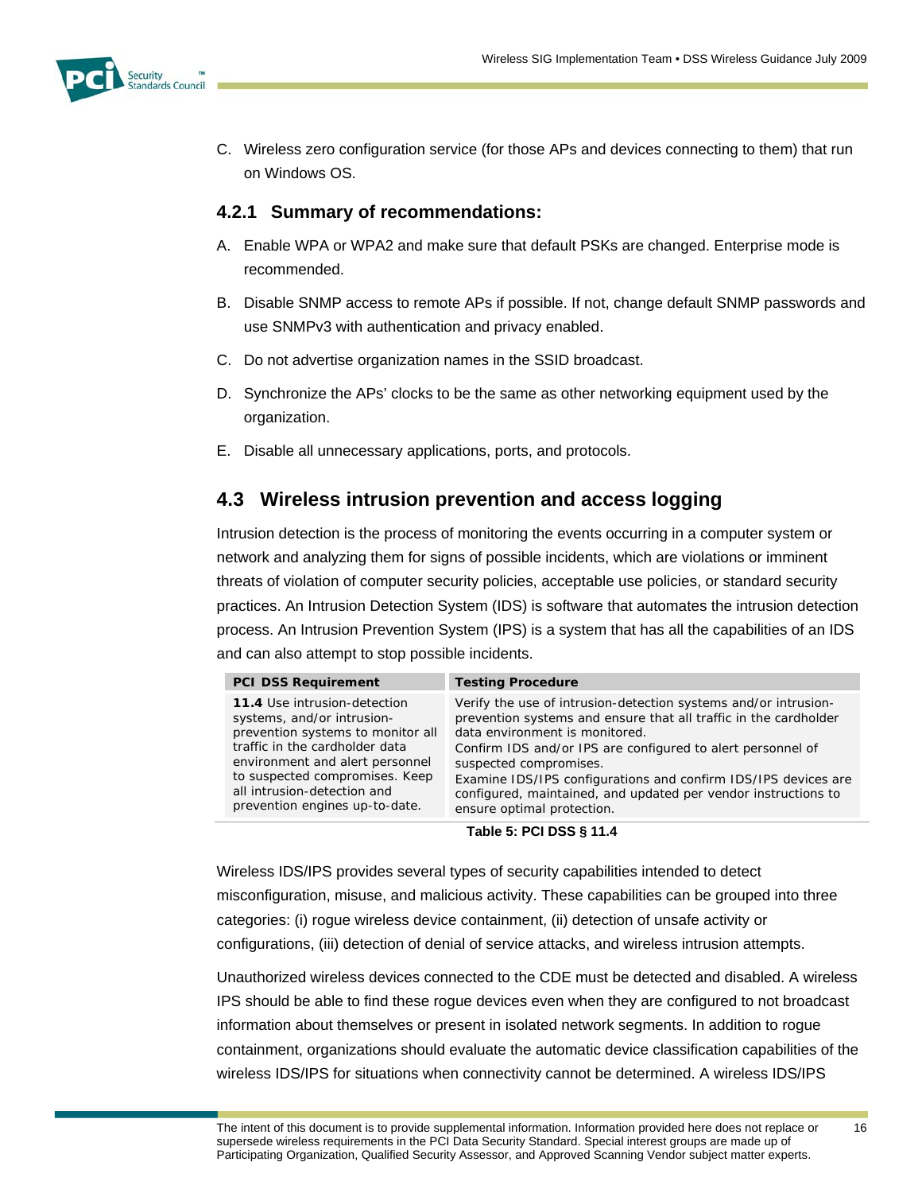C. Wireless zero configuration service (for those APs and devices connecting to them) that run on Windows OS.

### 4.2.1 Summary of recommendations:

A. Enable WPA or WPA2 and make sure that default PSKs are changed. Enterprise mode is recommended.

B. Disable SNMP access to remote APs if possible. If not, change default SNMP passwords and use SNMPv3 with authentication and privacy enabled.

C. Do not advertise organization names in the SSID broadcast.

D. Synchronize the APs' clocks to be the same as other networking equipment used by the organization.

E. Disable all unnecessary applications, ports, and protocols.

## 4.3 Wireless intrusion prevention and access logging

Intrusion detection is the process of monitoring the events occurring in a computer system or network and analyzing them for signs of possible incidents, which are violations or imminent threats of violation of computer security policies, acceptable use policies, or standard security practices. An Intrusion Detection System (IDS) is software that automates the intrusion detection process. An Intrusion Prevention System (IPS) is a system that has all the capabilities of an IDS and can also attempt to stop possible incidents.

| PCI DSS Requirement | Testing Procedure |
| --- | --- |
| **11.4** Use intrusion-detection systems, and/or intrusion-prevention systems to monitor all traffic in the cardholder data environment and alert personnel to suspected compromises. Keep all intrusion-detection and prevention engines up-to-date. | Verify the use of intrusion-detection systems and/or intrusion-prevention systems and ensure that all traffic in the cardholder data environment is monitored.<br>Confirm IDS and/or IPS are configured to alert personnel of suspected compromises.<br>Examine IDS/IPS configurations and confirm IDS/IPS devices are configured, maintained, and updated per vendor instructions to ensure optimal protection. |

**Table 5: PCI DSS § 11.4**

Wireless IDS/IPS provides several types of security capabilities intended to detect misconfiguration, misuse, and malicious activity. These capabilities can be grouped into three categories: (i) rogue wireless device containment, (ii) detection of unsafe activity or configurations, (iii) detection of denial of service attacks, and wireless intrusion attempts.

Unauthorized wireless devices connected to the CDE must be detected and disabled. A wireless IPS should be able to find these rogue devices even when they are configured to not broadcast information about themselves or present in isolated network segments. In addition to rogue containment, organizations should evaluate the automatic device classification capabilities of the wireless IDS/IPS for situations when connectivity cannot be determined. A wireless IDS/IPS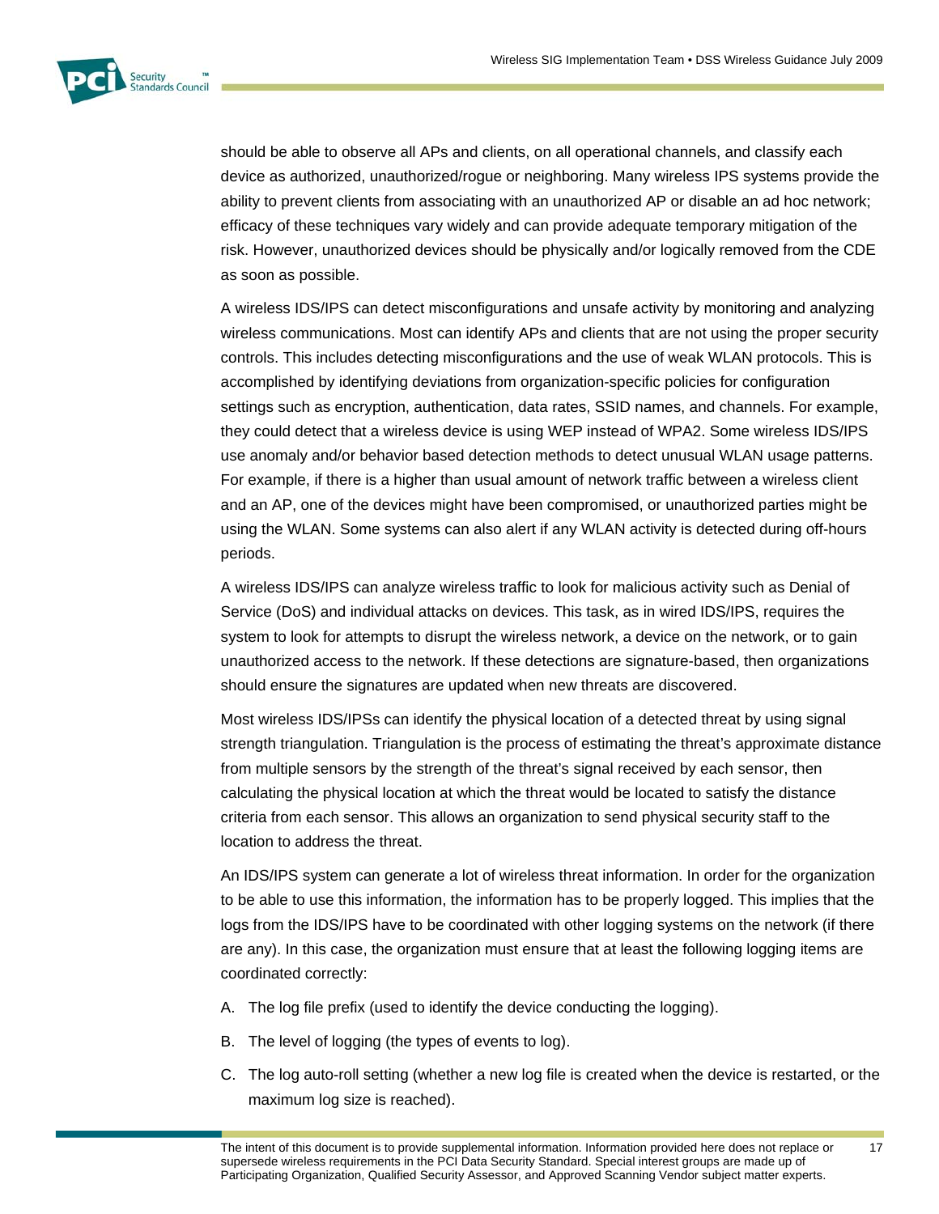should be able to observe all APs and clients, on all operational channels, and classify each device as authorized, unauthorized/rogue or neighboring. Many wireless IPS systems provide the ability to prevent clients from associating with an unauthorized AP or disable an ad hoc network; efficacy of these techniques vary widely and can provide adequate temporary mitigation of the risk. However, unauthorized devices should be physically and/or logically removed from the CDE as soon as possible.

A wireless IDS/IPS can detect misconfigurations and unsafe activity by monitoring and analyzing wireless communications. Most can identify APs and clients that are not using the proper security controls. This includes detecting misconfigurations and the use of weak WLAN protocols. This is accomplished by identifying deviations from organization-specific policies for configuration settings such as encryption, authentication, data rates, SSID names, and channels. For example, they could detect that a wireless device is using WEP instead of WPA2. Some wireless IDS/IPS use anomaly and/or behavior based detection methods to detect unusual WLAN usage patterns. For example, if there is a higher than usual amount of network traffic between a wireless client and an AP, one of the devices might have been compromised, or unauthorized parties might be using the WLAN. Some systems can also alert if any WLAN activity is detected during off-hours periods.

A wireless IDS/IPS can analyze wireless traffic to look for malicious activity such as Denial of Service (DoS) and individual attacks on devices. This task, as in wired IDS/IPS, requires the system to look for attempts to disrupt the wireless network, a device on the network, or to gain unauthorized access to the network. If these detections are signature-based, then organizations should ensure the signatures are updated when new threats are discovered.

Most wireless IDS/IPSs can identify the physical location of a detected threat by using signal strength triangulation. Triangulation is the process of estimating the threat's approximate distance from multiple sensors by the strength of the threat's signal received by each sensor, then calculating the physical location at which the threat would be located to satisfy the distance criteria from each sensor. This allows an organization to send physical security staff to the location to address the threat.

An IDS/IPS system can generate a lot of wireless threat information. In order for the organization to be able to use this information, the information has to be properly logged. This implies that the logs from the IDS/IPS have to be coordinated with other logging systems on the network (if there are any). In this case, the organization must ensure that at least the following logging items are coordinated correctly:

A. The log file prefix (used to identify the device conducting the logging).

B. The level of logging (the types of events to log).

C. The log auto-roll setting (whether a new log file is created when the device is restarted, or the maximum log size is reached).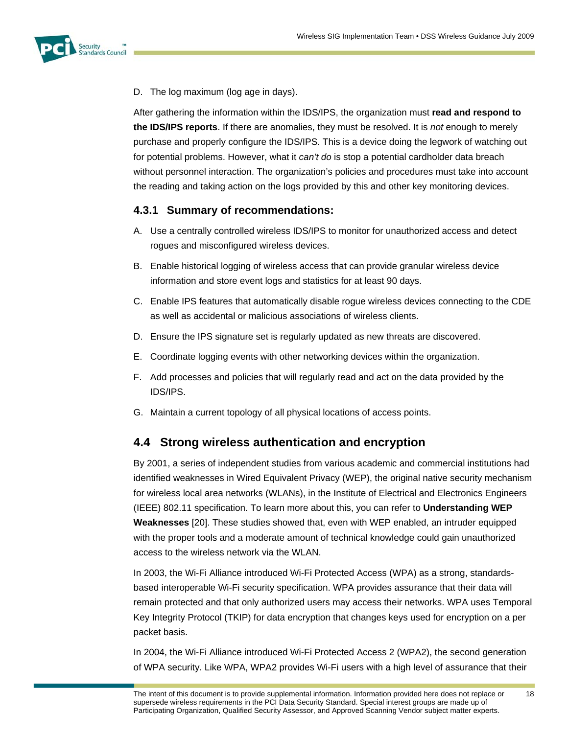D. The log maximum (log age in days).

After gathering the information within the IDS/IPS, the organization must **read and respond to the IDS/IPS reports**. If there are anomalies, they must be resolved. It is *not* enough to merely purchase and properly configure the IDS/IPS. This is a device doing the legwork of watching out for potential problems. However, what it *can't do* is stop a potential cardholder data breach without personnel interaction. The organization's policies and procedures must take into account the reading and taking action on the logs provided by this and other key monitoring devices.

### 4.3.1 Summary of recommendations:

A. Use a centrally controlled wireless IDS/IPS to monitor for unauthorized access and detect rogues and misconfigured wireless devices.

B. Enable historical logging of wireless access that can provide granular wireless device information and store event logs and statistics for at least 90 days.

C. Enable IPS features that automatically disable rogue wireless devices connecting to the CDE as well as accidental or malicious associations of wireless clients.

D. Ensure the IPS signature set is regularly updated as new threats are discovered.

E. Coordinate logging events with other networking devices within the organization.

F. Add processes and policies that will regularly read and act on the data provided by the IDS/IPS.

G. Maintain a current topology of all physical locations of access points.

## 4.4 Strong wireless authentication and encryption

By 2001, a series of independent studies from various academic and commercial institutions had identified weaknesses in Wired Equivalent Privacy (WEP), the original native security mechanism for wireless local area networks (WLANs), in the Institute of Electrical and Electronics Engineers (IEEE) 802.11 specification. To learn more about this, you can refer to **Understanding WEP Weaknesses** [20]. These studies showed that, even with WEP enabled, an intruder equipped with the proper tools and a moderate amount of technical knowledge could gain unauthorized access to the wireless network via the WLAN.

In 2003, the Wi-Fi Alliance introduced Wi-Fi Protected Access (WPA) as a strong, standards-based interoperable Wi-Fi security specification. WPA provides assurance that their data will remain protected and that only authorized users may access their networks. WPA uses Temporal Key Integrity Protocol (TKIP) for data encryption that changes keys used for encryption on a per packet basis.

In 2004, the Wi-Fi Alliance introduced Wi-Fi Protected Access 2 (WPA2), the second generation of WPA security. Like WPA, WPA2 provides Wi-Fi users with a high level of assurance that their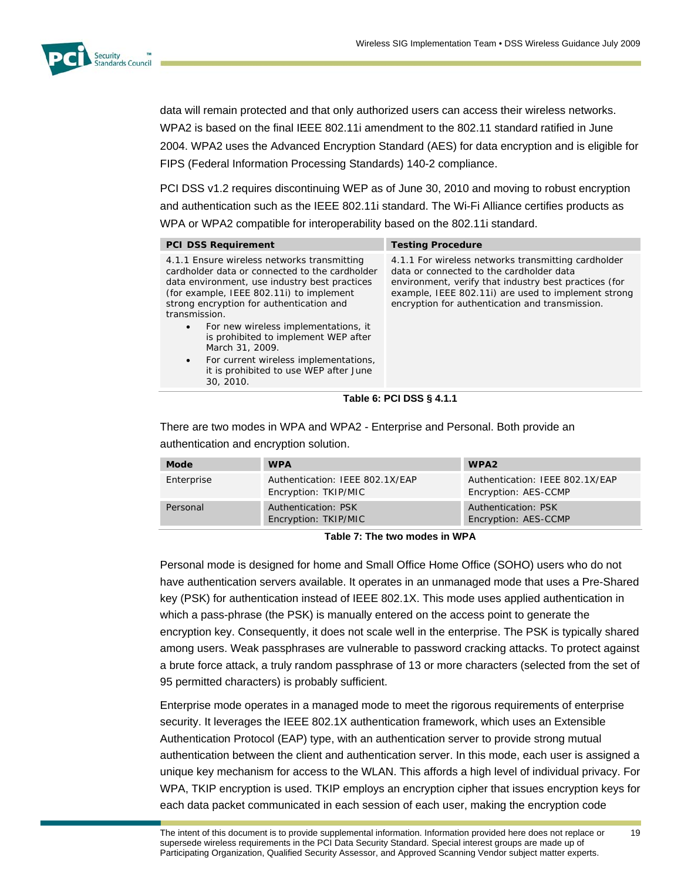data will remain protected and that only authorized users can access their wireless networks. WPA2 is based on the final IEEE 802.11i amendment to the 802.11 standard ratified in June 2004. WPA2 uses the Advanced Encryption Standard (AES) for data encryption and is eligible for FIPS (Federal Information Processing Standards) 140-2 compliance.

PCI DSS v1.2 requires discontinuing WEP as of June 30, 2010 and moving to robust encryption and authentication such as the IEEE 802.11i standard. The Wi-Fi Alliance certifies products as WPA or WPA2 compatible for interoperability based on the 802.11i standard.

| PCI DSS Requirement | Testing Procedure |
|---|---|
| 4.1.1 Ensure wireless networks transmitting cardholder data or connected to the cardholder data environment, use industry best practices (for example, IEEE 802.11i) to implement strong encryption for authentication and transmission.<br>• For new wireless implementations, it is prohibited to implement WEP after March 31, 2009.<br>• For current wireless implementations, it is prohibited to use WEP after June 30, 2010. | 4.1.1 For wireless networks transmitting cardholder data or connected to the cardholder data environment, verify that industry best practices (for example, IEEE 802.11i) are used to implement strong encryption for authentication and transmission. |

**Table 6: PCI DSS § 4.1.1**

There are two modes in WPA and WPA2 - Enterprise and Personal. Both provide an authentication and encryption solution.

| Mode | WPA | WPA2 |
|---|---|---|
| Enterprise | Authentication: IEEE 802.1X/EAP<br>Encryption: TKIP/MIC | Authentication: IEEE 802.1X/EAP<br>Encryption: AES-CCMP |
| Personal | Authentication: PSK<br>Encryption: TKIP/MIC | Authentication: PSK<br>Encryption: AES-CCMP |

**Table 7: The two modes in WPA**

Personal mode is designed for home and Small Office Home Office (SOHO) users who do not have authentication servers available. It operates in an unmanaged mode that uses a Pre-Shared key (PSK) for authentication instead of IEEE 802.1X. This mode uses applied authentication in which a pass-phrase (the PSK) is manually entered on the access point to generate the encryption key. Consequently, it does not scale well in the enterprise. The PSK is typically shared among users. Weak passphrases are vulnerable to password cracking attacks. To protect against a brute force attack, a truly random passphrase of 13 or more characters (selected from the set of 95 permitted characters) is probably sufficient.

Enterprise mode operates in a managed mode to meet the rigorous requirements of enterprise security. It leverages the IEEE 802.1X authentication framework, which uses an Extensible Authentication Protocol (EAP) type, with an authentication server to provide strong mutual authentication between the client and authentication server. In this mode, each user is assigned a unique key mechanism for access to the WLAN. This affords a high level of individual privacy. For WPA, TKIP encryption is used. TKIP employs an encryption cipher that issues encryption keys for each data packet communicated in each session of each user, making the encryption code

The intent of this document is to provide supplemental information. Information provided here does not replace or supersede wireless requirements in the PCI Data Security Standard. Special interest groups are made up of Participating Organization, Qualified Security Assessor, and Approved Scanning Vendor subject matter experts.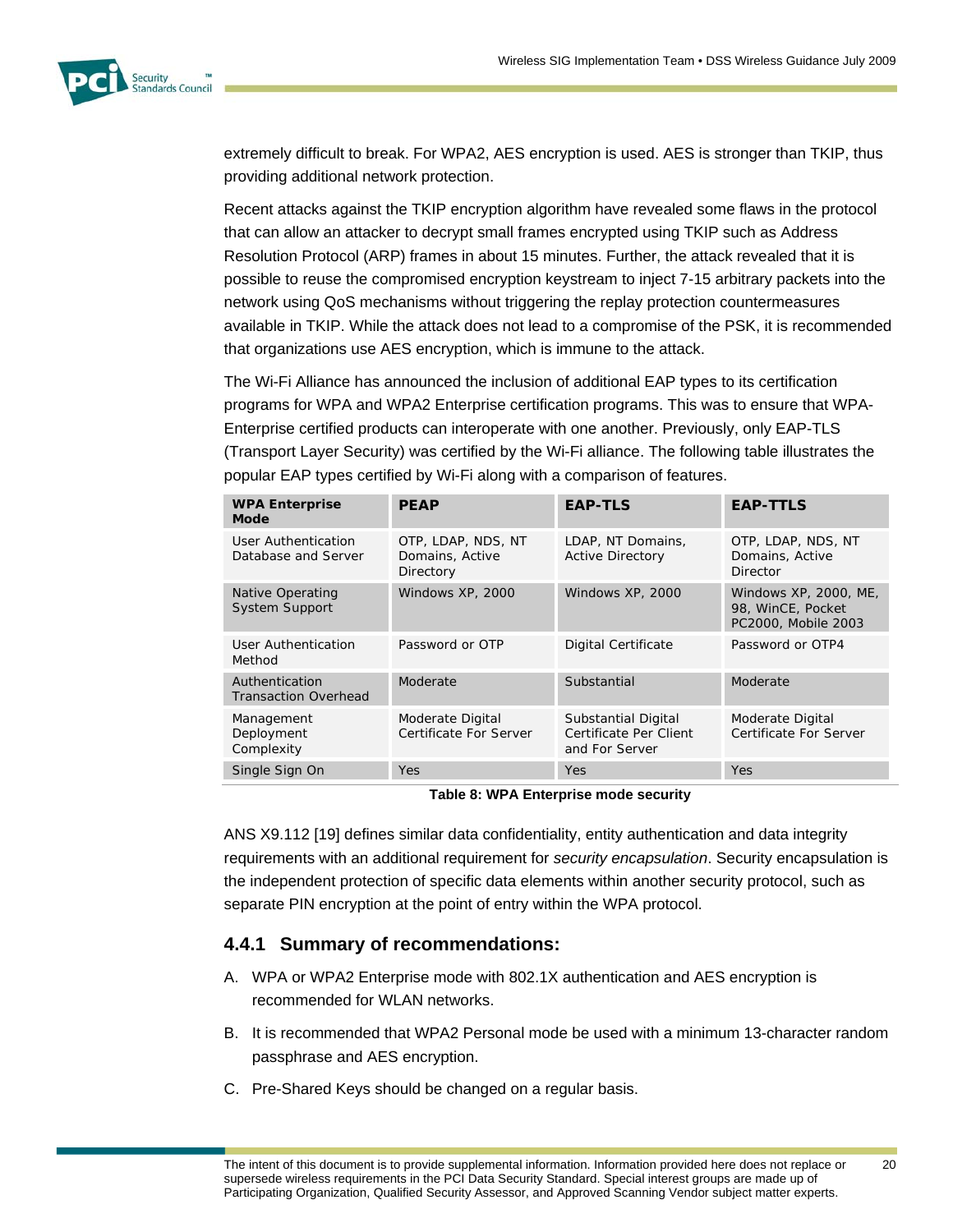extremely difficult to break. For WPA2, AES encryption is used. AES is stronger than TKIP, thus providing additional network protection.

Recent attacks against the TKIP encryption algorithm have revealed some flaws in the protocol that can allow an attacker to decrypt small frames encrypted using TKIP such as Address Resolution Protocol (ARP) frames in about 15 minutes. Further, the attack revealed that it is possible to reuse the compromised encryption keystream to inject 7-15 arbitrary packets into the network using QoS mechanisms without triggering the replay protection countermeasures available in TKIP. While the attack does not lead to a compromise of the PSK, it is recommended that organizations use AES encryption, which is immune to the attack.

The Wi-Fi Alliance has announced the inclusion of additional EAP types to its certification programs for WPA and WPA2 Enterprise certification programs. This was to ensure that WPA-Enterprise certified products can interoperate with one another. Previously, only EAP-TLS (Transport Layer Security) was certified by the Wi-Fi alliance. The following table illustrates the popular EAP types certified by Wi-Fi along with a comparison of features.

| WPA Enterprise Mode | PEAP | EAP-TLS | EAP-TTLS |
|---|---|---|---|
| User Authentication Database and Server | OTP, LDAP, NDS, NT Domains, Active Directory | LDAP, NT Domains, Active Directory | OTP, LDAP, NDS, NT Domains, Active Director |
| Native Operating System Support | Windows XP, 2000 | Windows XP, 2000 | Windows XP, 2000, ME, 98, WinCE, Pocket PC2000, Mobile 2003 |
| User Authentication Method | Password or OTP | Digital Certificate | Password or OTP4 |
| Authentication Transaction Overhead | Moderate | Substantial | Moderate |
| Management Deployment Complexity | Moderate Digital Certificate For Server | Substantial Digital Certificate Per Client and For Server | Moderate Digital Certificate For Server |
| Single Sign On | Yes | Yes | Yes |

**Table 8: WPA Enterprise mode security**

ANS X9.112 [19] defines similar data confidentiality, entity authentication and data integrity requirements with an additional requirement for *security encapsulation*. Security encapsulation is the independent protection of specific data elements within another security protocol, such as separate PIN encryption at the point of entry within the WPA protocol.

### 4.4.1 Summary of recommendations:

A. WPA or WPA2 Enterprise mode with 802.1X authentication and AES encryption is recommended for WLAN networks.

B. It is recommended that WPA2 Personal mode be used with a minimum 13-character random passphrase and AES encryption.

C. Pre-Shared Keys should be changed on a regular basis.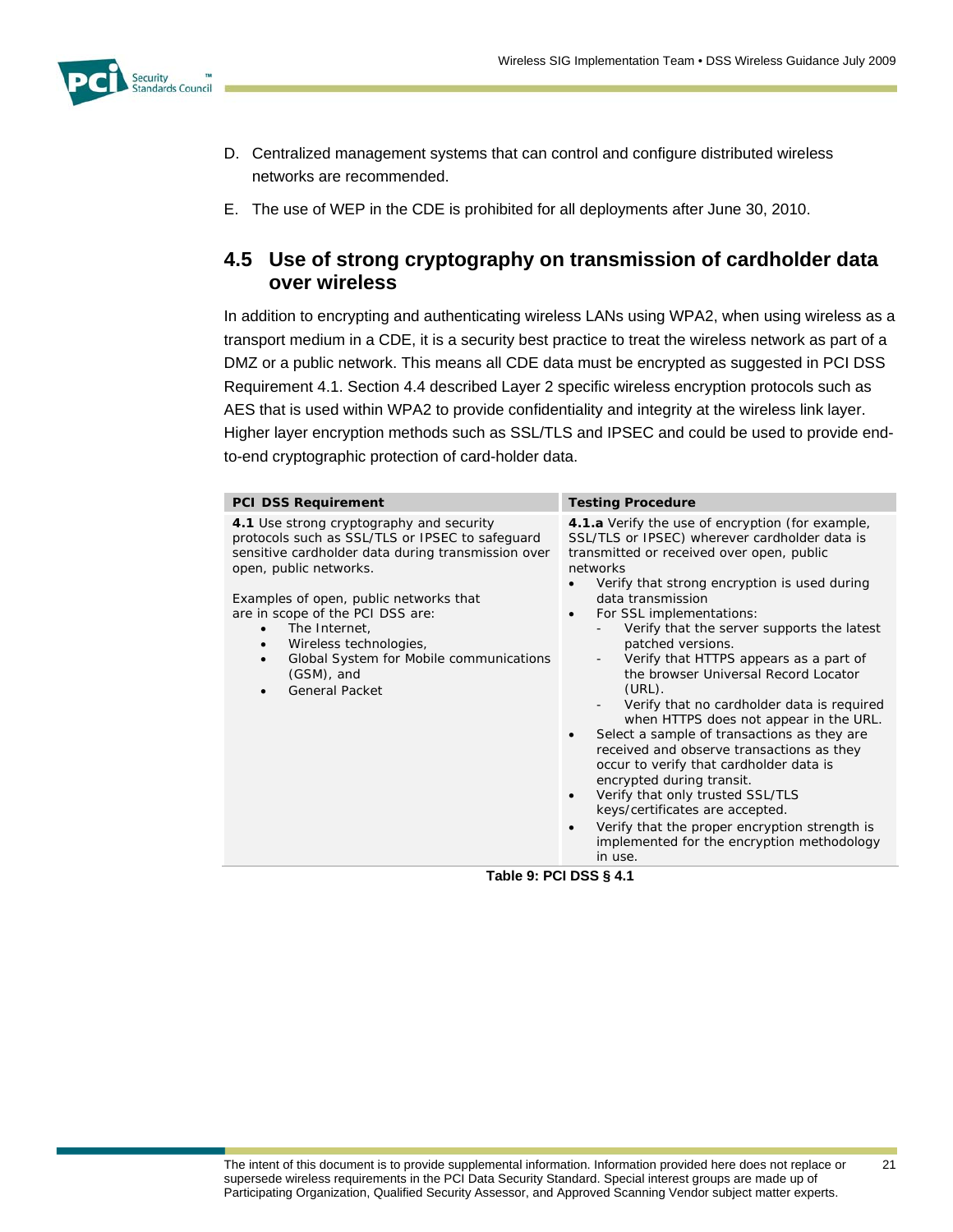D. Centralized management systems that can control and configure distributed wireless networks are recommended.

E. The use of WEP in the CDE is prohibited for all deployments after June 30, 2010.

## 4.5 Use of strong cryptography on transmission of cardholder data over wireless

In addition to encrypting and authenticating wireless LANs using WPA2, when using wireless as a transport medium in a CDE, it is a security best practice to treat the wireless network as part of a DMZ or a public network. This means all CDE data must be encrypted as suggested in PCI DSS Requirement 4.1. Section 4.4 described Layer 2 specific wireless encryption protocols such as AES that is used within WPA2 to provide confidentiality and integrity at the wireless link layer. Higher layer encryption methods such as SSL/TLS and IPSEC and could be used to provide end-to-end cryptographic protection of card-holder data.

| PCI DSS Requirement | Testing Procedure |
|---|---|
| **4.1** Use strong cryptography and security protocols such as SSL/TLS or IPSEC to safeguard sensitive cardholder data during transmission over open, public networks.<br><br>Examples of open, public networks that are in scope of the PCI DSS are:<br>• The Internet,<br>• Wireless technologies,<br>• Global System for Mobile communications (GSM), and<br>• General Packet | **4.1.a** Verify the use of encryption (for example, SSL/TLS or IPSEC) wherever cardholder data is transmitted or received over open, public networks<br>• Verify that strong encryption is used during data transmission<br>• For SSL implementations:<br>- Verify that the server supports the latest patched versions.<br>- Verify that HTTPS appears as a part of the browser Universal Record Locator (URL).<br>- Verify that no cardholder data is required when HTTPS does not appear in the URL.<br>• Select a sample of transactions as they are received and observe transactions as they occur to verify that cardholder data is encrypted during transit.<br>• Verify that only trusted SSL/TLS keys/certificates are accepted.<br>• Verify that the proper encryption strength is implemented for the encryption methodology in use. |

**Table 9: PCI DSS § 4.1**

The intent of this document is to provide supplemental information. Information provided here does not replace or supersede wireless requirements in the PCI Data Security Standard. Special interest groups are made up of Participating Organization, Qualified Security Assessor, and Approved Scanning Vendor subject matter experts.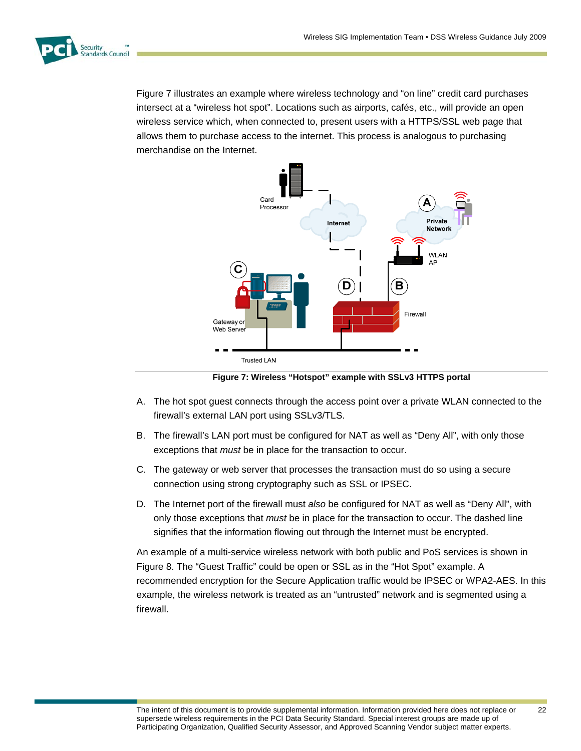Figure 7 illustrates an example where wireless technology and “on line” credit card purchases intersect at a “wireless hot spot”. Locations such as airports, cafés, etc., will provide an open wireless service which, when connected to, present users with a HTTPS/SSL web page that allows them to purchase access to the internet. This process is analogous to purchasing merchandise on the Internet.

**Figure 7: Wireless “Hotspot” example with SSLv3 HTTPS portal**

A. The hot spot guest connects through the access point over a private WLAN connected to the firewall’s external LAN port using SSLv3/TLS.

B. The firewall’s LAN port must be configured for NAT as well as “Deny All”, with only those exceptions that *must* be in place for the transaction to occur.

C. The gateway or web server that processes the transaction must do so using a secure connection using strong cryptography such as SSL or IPSEC.

D. The Internet port of the firewall must *also* be configured for NAT as well as “Deny All”, with only those exceptions that *must* be in place for the transaction to occur. The dashed line signifies that the information flowing out through the Internet must be encrypted.

An example of a multi-service wireless network with both public and PoS services is shown in Figure 8. The “Guest Traffic” could be open or SSL as in the “Hot Spot” example. A recommended encryption for the Secure Application traffic would be IPSEC or WPA2-AES. In this example, the wireless network is treated as an “untrusted” network and is segmented using a firewall.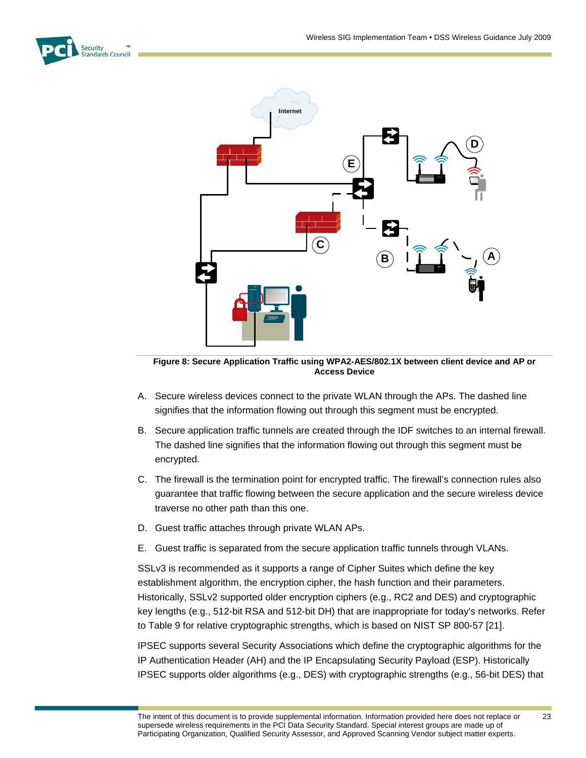**Figure 8: Secure Application Traffic using WPA2-AES/802.1X between client device and AP or Access Device**

A. Secure wireless devices connect to the private WLAN through the APs. The dashed line signifies that the information flowing out through this segment must be encrypted.

B. Secure application traffic tunnels are created through the IDF switches to an internal firewall. The dashed line signifies that the information flowing out through this segment must be encrypted.

C. The firewall is the termination point for encrypted traffic. The firewall's connection rules also guarantee that traffic flowing between the secure application and the secure wireless device traverse no other path than this one.

D. Guest traffic attaches through private WLAN APs.

E. Guest traffic is separated from the secure application traffic tunnels through VLANs.

SSLv3 is recommended as it supports a range of Cipher Suites which define the key establishment algorithm, the encryption cipher, the hash function and their parameters. Historically, SSLv2 supported older encryption ciphers (e.g., RC2 and DES) and cryptographic key lengths (e.g., 512-bit RSA and 512-bit DH) that are inappropriate for today's networks. Refer to Table 9 for relative cryptographic strengths, which is based on NIST SP 800-57 [21].

IPSEC supports several Security Associations which define the cryptographic algorithms for the IP Authentication Header (AH) and the IP Encapsulating Security Payload (ESP). Historically IPSEC supports older algorithms (e.g., DES) with cryptographic strengths (e.g., 56-bit DES) that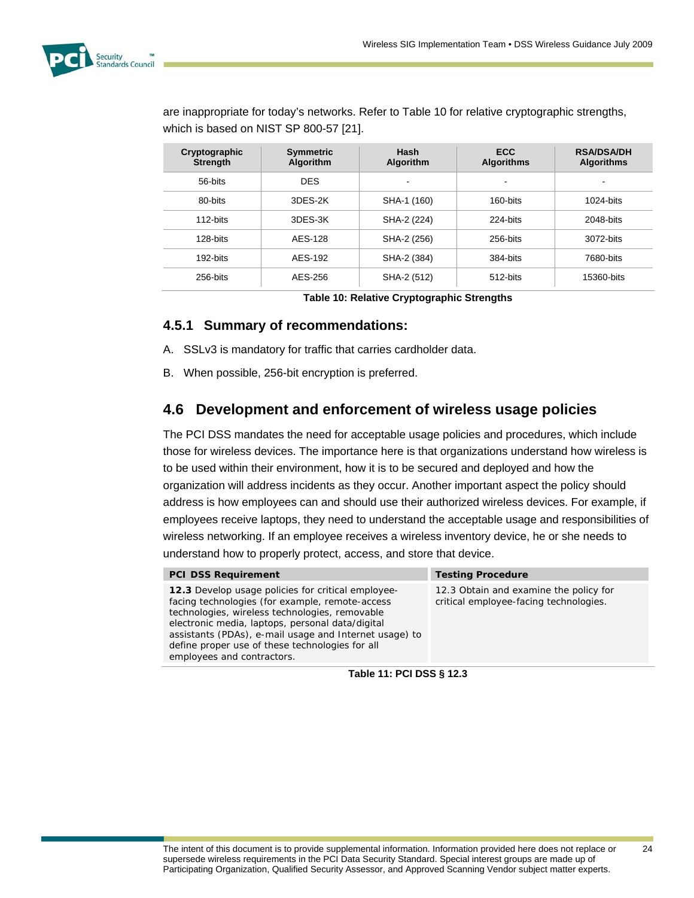are inappropriate for today's networks. Refer to Table 10 for relative cryptographic strengths, which is based on NIST SP 800-57 [21].

| Cryptographic Strength | Symmetric Algorithm | Hash Algorithm | ECC Algorithms | RSA/DSA/DH Algorithms |
|---|---|---|---|---|
| 56-bits | DES | - | - | - |
| 80-bits | 3DES-2K | SHA-1 (160) | 160-bits | 1024-bits |
| 112-bits | 3DES-3K | SHA-2 (224) | 224-bits | 2048-bits |
| 128-bits | AES-128 | SHA-2 (256) | 256-bits | 3072-bits |
| 192-bits | AES-192 | SHA-2 (384) | 384-bits | 7680-bits |
| 256-bits | AES-256 | SHA-2 (512) | 512-bits | 15360-bits |

**Table 10: Relative Cryptographic Strengths**

### 4.5.1 Summary of recommendations:

A. SSLv3 is mandatory for traffic that carries cardholder data.

B. When possible, 256-bit encryption is preferred.

## 4.6 Development and enforcement of wireless usage policies

The PCI DSS mandates the need for acceptable usage policies and procedures, which include those for wireless devices. The importance here is that organizations understand how wireless is to be used within their environment, how it is to be secured and deployed and how the organization will address incidents as they occur. Another important aspect the policy should address is how employees can and should use their authorized wireless devices. For example, if employees receive laptops, they need to understand the acceptable usage and responsibilities of wireless networking. If an employee receives a wireless inventory device, he or she needs to understand how to properly protect, access, and store that device.

| PCI DSS Requirement | Testing Procedure |
|---|---|
| **12.3** Develop usage policies for critical employee-facing technologies (for example, remote-access technologies, wireless technologies, removable electronic media, laptops, personal data/digital assistants (PDAs), e-mail usage and Internet usage) to define proper use of these technologies for all employees and contractors. | 12.3 Obtain and examine the policy for critical employee-facing technologies. |

**Table 11: PCI DSS § 12.3**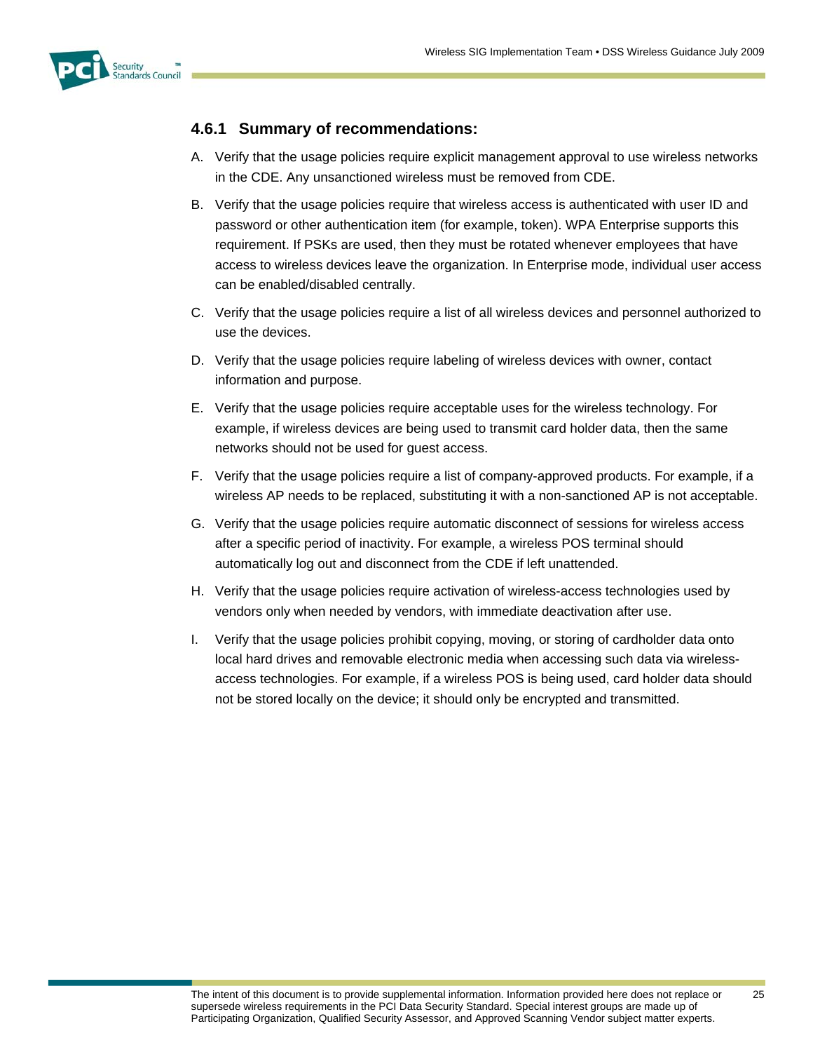### 4.6.1 Summary of recommendations:

A. Verify that the usage policies require explicit management approval to use wireless networks in the CDE. Any unsanctioned wireless must be removed from CDE.

B. Verify that the usage policies require that wireless access is authenticated with user ID and password or other authentication item (for example, token). WPA Enterprise supports this requirement. If PSKs are used, then they must be rotated whenever employees that have access to wireless devices leave the organization. In Enterprise mode, individual user access can be enabled/disabled centrally.

C. Verify that the usage policies require a list of all wireless devices and personnel authorized to use the devices.

D. Verify that the usage policies require labeling of wireless devices with owner, contact information and purpose.

E. Verify that the usage policies require acceptable uses for the wireless technology. For example, if wireless devices are being used to transmit card holder data, then the same networks should not be used for guest access.

F. Verify that the usage policies require a list of company-approved products. For example, if a wireless AP needs to be replaced, substituting it with a non-sanctioned AP is not acceptable.

G. Verify that the usage policies require automatic disconnect of sessions for wireless access after a specific period of inactivity. For example, a wireless POS terminal should automatically log out and disconnect from the CDE if left unattended.

H. Verify that the usage policies require activation of wireless-access technologies used by vendors only when needed by vendors, with immediate deactivation after use.

I. Verify that the usage policies prohibit copying, moving, or storing of cardholder data onto local hard drives and removable electronic media when accessing such data via wireless-access technologies. For example, if a wireless POS is being used, card holder data should not be stored locally on the device; it should only be encrypted and transmitted.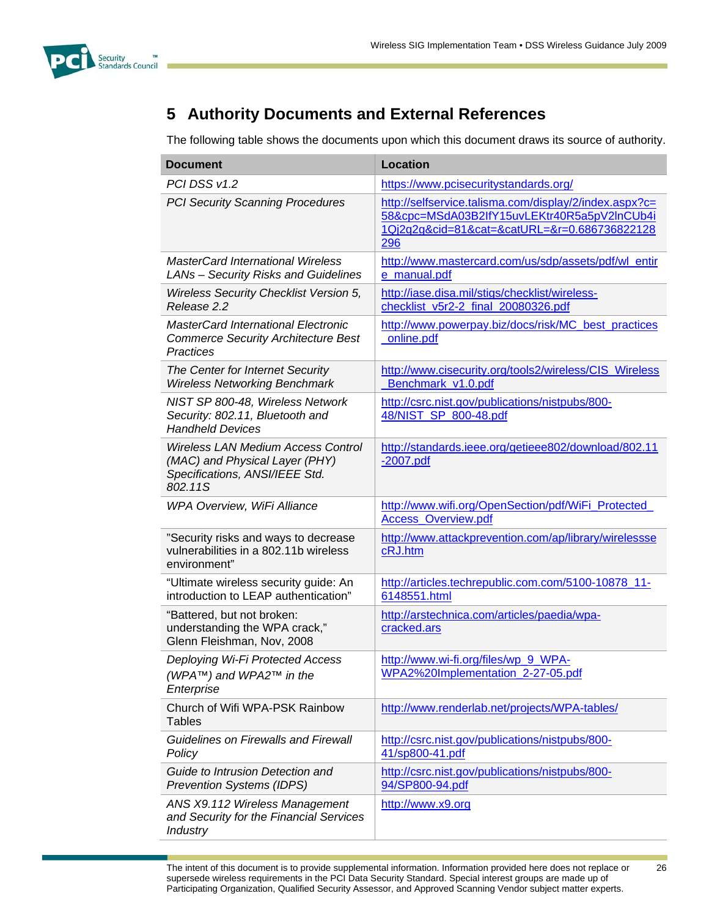## 5 Authority Documents and External References

The following table shows the documents upon which this document draws its source of authority.

| Document | Location |
|---|---|
| *PCI DSS v1.2* | https://www.pcisecuritystandards.org/ |
| *PCI Security Scanning Procedures* | http://selfservice.talisma.com/display/2/index.aspx?c=58&cpc=MSdA03B2IfY15uvLEKtr40R5a5pV2lnCUb4i1Qj2q2g&cid=81&cat=&catURL=&r=0.686736822128296 |
| *MasterCard International Wireless LANs – Security Risks and Guidelines* | http://www.mastercard.com/us/sdp/assets/pdf/wl_entire_manual.pdf |
| *Wireless Security Checklist Version 5, Release 2.2* | http://iase.disa.mil/stigs/checklist/wireless-checklist_v5r2-2_final_20080326.pdf |
| *MasterCard International Electronic Commerce Security Architecture Best Practices* | http://www.powerpay.biz/docs/risk/MC_best_practices_online.pdf |
| *The Center for Internet Security Wireless Networking Benchmark* | http://www.cisecurity.org/tools2/wireless/CIS_Wireless_Benchmark_v1.0.pdf |
| *NIST SP 800-48, Wireless Network Security: 802.11, Bluetooth and Handheld Devices* | http://csrc.nist.gov/publications/nistpubs/800-48/NIST_SP_800-48.pdf |
| *Wireless LAN Medium Access Control (MAC) and Physical Layer (PHY) Specifications, ANSI/IEEE Std. 802.11S* | http://standards.ieee.org/getieee802/download/802.11-2007.pdf |
| *WPA Overview, WiFi Alliance* | http://www.wifi.org/OpenSection/pdf/WiFi_Protected_Access_Overview.pdf |
| "Security risks and ways to decrease vulnerabilities in a 802.11b wireless environment" | http://www.attackprevention.com/ap/library/wirelesssecRJ.htm |
| "Ultimate wireless security guide: An introduction to LEAP authentication" | http://articles.techrepublic.com.com/5100-10878_11-6148551.html |
| "Battered, but not broken: understanding the WPA crack," Glenn Fleishman, Nov, 2008 | http://arstechnica.com/articles/paedia/wpa-cracked.ars |
| *Deploying Wi-Fi Protected Access (WPA™) and WPA2™ in the Enterprise* | http://www.wi-fi.org/files/wp_9_WPA-WPA2%20Implementation_2-27-05.pdf |
| Church of Wifi WPA-PSK Rainbow Tables | http://www.renderlab.net/projects/WPA-tables/ |
| *Guidelines on Firewalls and Firewall Policy* | http://csrc.nist.gov/publications/nistpubs/800-41/sp800-41.pdf |
| *Guide to Intrusion Detection and Prevention Systems (IDPS)* | http://csrc.nist.gov/publications/nistpubs/800-94/SP800-94.pdf |
| *ANS X9.112 Wireless Management and Security for the Financial Services Industry* | http://www.x9.org |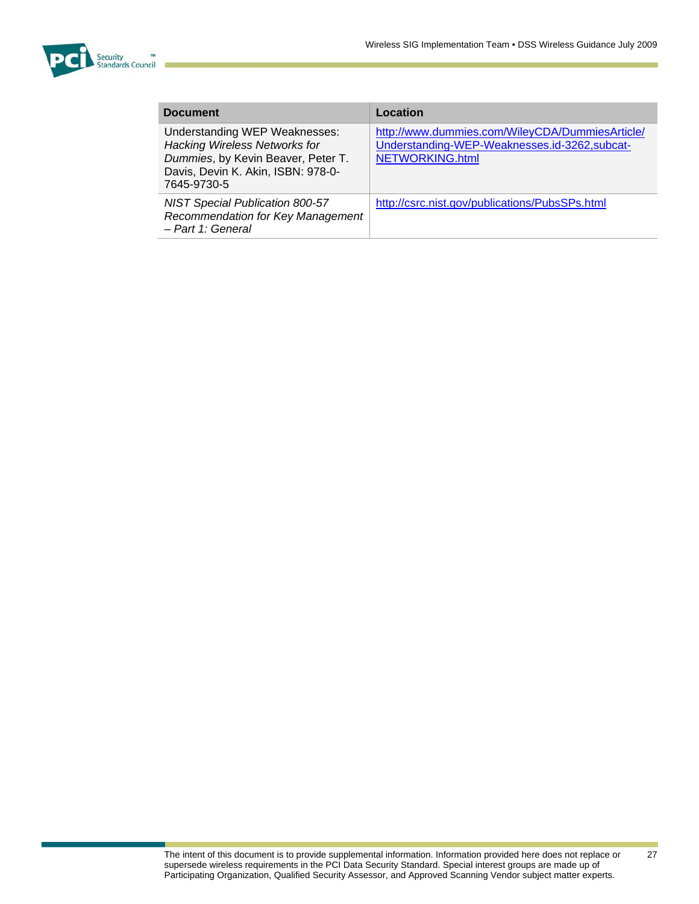| Document | Location |
|---|---|
| Understanding WEP Weaknesses: *Hacking Wireless Networks for Dummies*, by Kevin Beaver, Peter T. Davis, Devin K. Akin, ISBN: 978-0-7645-9730-5 | http://www.dummies.com/WileyCDA/DummiesArticle/Understanding-WEP-Weaknesses.id-3262,subcat-NETWORKING.html |
| *NIST Special Publication 800-57 Recommendation for Key Management – Part 1: General* | http://csrc.nist.gov/publications/PubsSPs.html |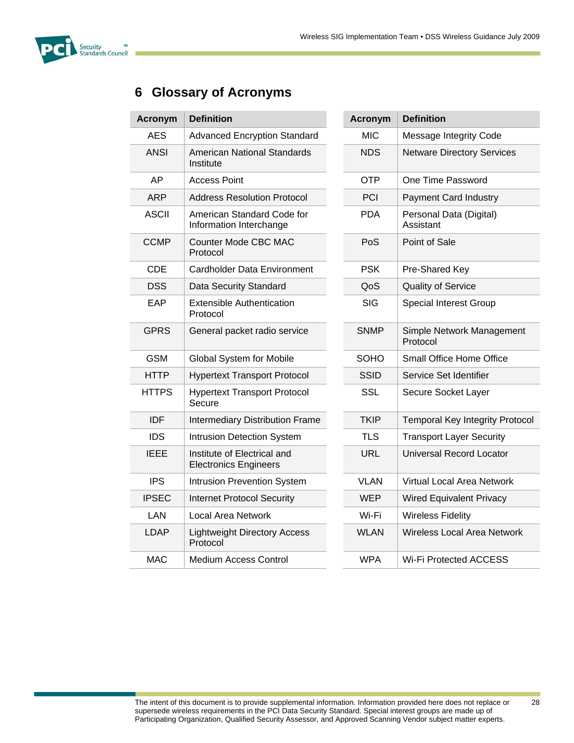# 6 Glossary of Acronyms

| Acronym | Definition |
|---|---|
| AES | Advanced Encryption Standard |
| ANSI | American National Standards Institute |
| AP | Access Point |
| ARP | Address Resolution Protocol |
| ASCII | American Standard Code for Information Interchange |
| CCMP | Counter Mode CBC MAC Protocol |
| CDE | Cardholder Data Environment |
| DSS | Data Security Standard |
| EAP | Extensible Authentication Protocol |
| GPRS | General packet radio service |
| GSM | Global System for Mobile |
| HTTP | Hypertext Transport Protocol |
| HTTPS | Hypertext Transport Protocol Secure |
| IDF | Intermediary Distribution Frame |
| IDS | Intrusion Detection System |
| IEEE | Institute of Electrical and Electronics Engineers |
| IPS | Intrusion Prevention System |
| IPSEC | Internet Protocol Security |
| LAN | Local Area Network |
| LDAP | Lightweight Directory Access Protocol |
| MAC | Medium Access Control |
| MIC | Message Integrity Code |
| NDS | Netware Directory Services |
| OTP | One Time Password |
| PCI | Payment Card Industry |
| PDA | Personal Data (Digital) Assistant |
| PoS | Point of Sale |
| PSK | Pre-Shared Key |
| QoS | Quality of Service |
| SIG | Special Interest Group |
| SNMP | Simple Network Management Protocol |
| SOHO | Small Office Home Office |
| SSID | Service Set Identifier |
| SSL | Secure Socket Layer |
| TKIP | Temporal Key Integrity Protocol |
| TLS | Transport Layer Security |
| URL | Universal Record Locator |
| VLAN | Virtual Local Area Network |
| WEP | Wired Equivalent Privacy |
| Wi-Fi | Wireless Fidelity |
| WLAN | Wireless Local Area Network |
| WPA | Wi-Fi Protected ACCESS |

The intent of this document is to provide supplemental information. Information provided here does not replace or supersede wireless requirements in the PCI Data Security Standard. Special interest groups are made up of Participating Organization, Qualified Security Assessor, and Approved Scanning Vendor subject matter experts.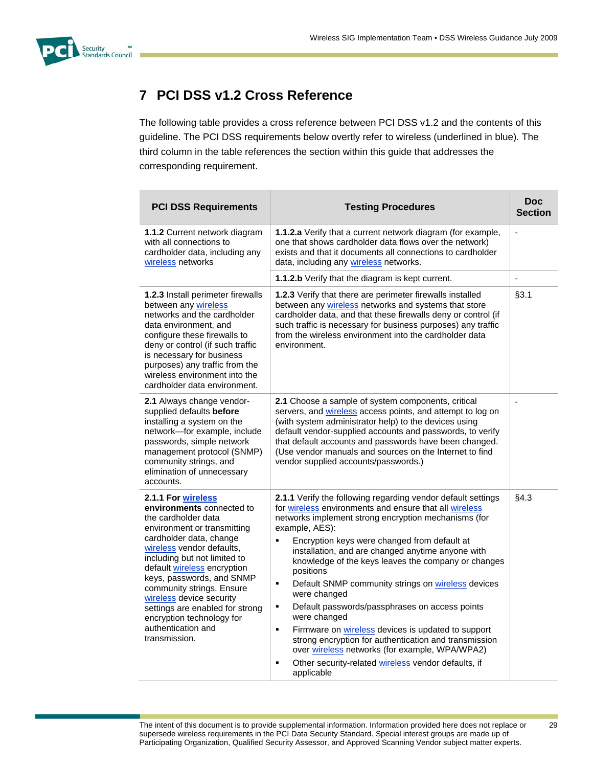## 7 PCI DSS v1.2 Cross Reference

The following table provides a cross reference between PCI DSS v1.2 and the contents of this guideline. The PCI DSS requirements below overtly refer to wireless (underlined in blue). The third column in the table references the section within this guide that addresses the corresponding requirement.

| PCI DSS Requirements | Testing Procedures | Doc Section |
|---|---|---|
| **1.1.2** Current network diagram with all connections to cardholder data, including any wireless networks | **1.1.2.a** Verify that a current network diagram (for example, one that shows cardholder data flows over the network) exists and that it documents all connections to cardholder data, including any wireless networks. | - |
| | **1.1.2.b** Verify that the diagram is kept current. | - |
| **1.2.3** Install perimeter firewalls between any wireless networks and the cardholder data environment, and configure these firewalls to deny or control (if such traffic is necessary for business purposes) any traffic from the wireless environment into the cardholder data environment. | **1.2.3** Verify that there are perimeter firewalls installed between any wireless networks and systems that store cardholder data, and that these firewalls deny or control (if such traffic is necessary for business purposes) any traffic from the wireless environment into the cardholder data environment. | §3.1 |
| **2.1** Always change vendor-supplied defaults **before** installing a system on the network—for example, include passwords, simple network management protocol (SNMP) community strings, and elimination of unnecessary accounts. | **2.1** Choose a sample of system components, critical servers, and wireless access points, and attempt to log on (with system administrator help) to the devices using default vendor-supplied accounts and passwords, to verify that default accounts and passwords have been changed. (Use vendor manuals and sources on the Internet to find vendor supplied accounts/passwords.) | - |
| **2.1.1 For wireless environments** connected to the cardholder data environment or transmitting cardholder data, change wireless vendor defaults, including but not limited to default wireless encryption keys, passwords, and SNMP community strings. Ensure wireless device security settings are enabled for strong encryption technology for authentication and transmission. | **2.1.1** Verify the following regarding vendor default settings for wireless environments and ensure that all wireless networks implement strong encryption mechanisms (for example, AES): <br>▪ Encryption keys were changed from default at installation, and are changed anytime anyone with knowledge of the keys leaves the company or changes positions <br>▪ Default SNMP community strings on wireless devices were changed <br>▪ Default passwords/passphrases on access points were changed <br>▪ Firmware on wireless devices is updated to support strong encryption for authentication and transmission over wireless networks (for example, WPA/WPA2) <br>▪ Other security-related wireless vendor defaults, if applicable | §4.3 |

The intent of this document is to provide supplemental information. Information provided here does not replace or supersede wireless requirements in the PCI Data Security Standard. Special interest groups are made up of Participating Organization, Qualified Security Assessor, and Approved Scanning Vendor subject matter experts.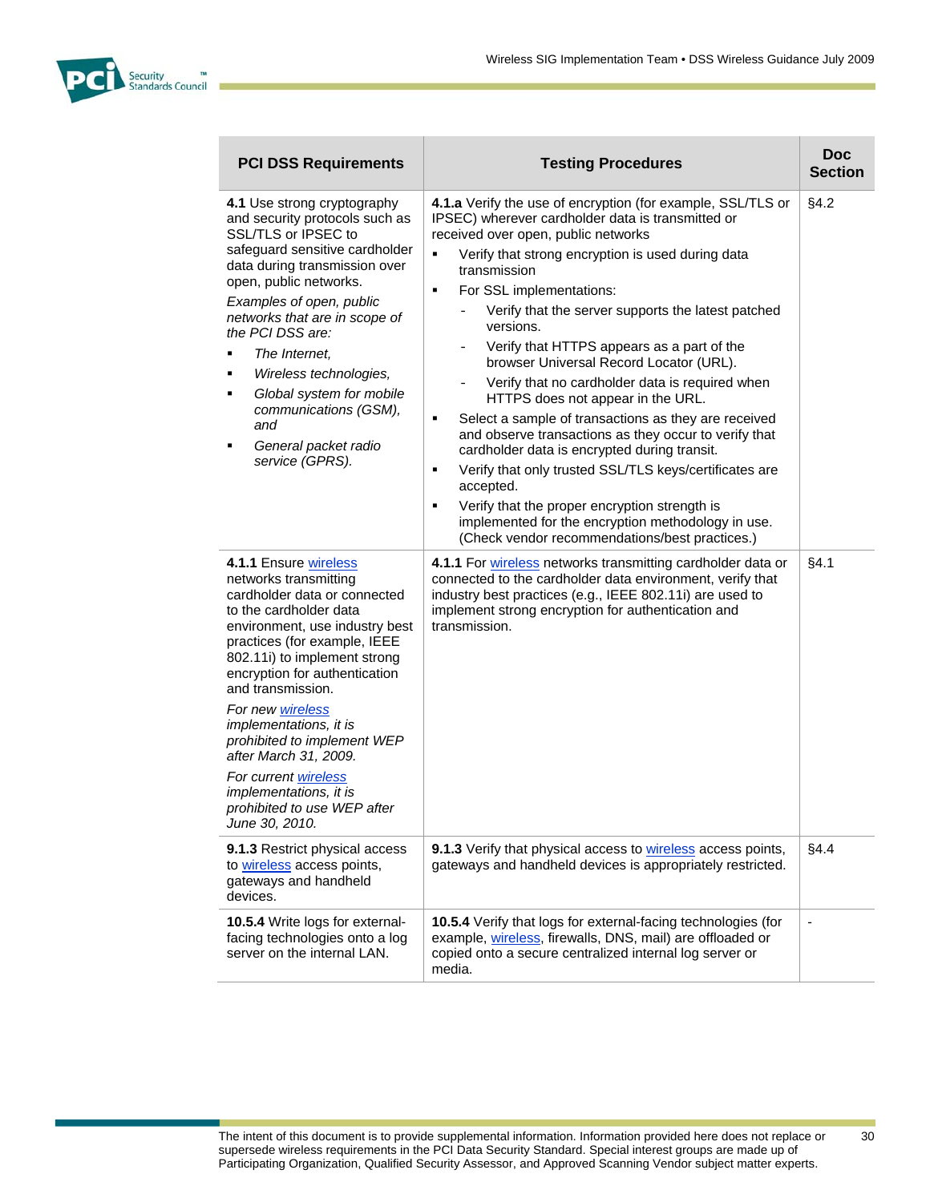| PCI DSS Requirements | Testing Procedures | Doc Section |
|---|---|---|
| **4.1** Use strong cryptography and security protocols such as SSL/TLS or IPSEC to safeguard sensitive cardholder data during transmission over open, public networks.<br>*Examples of open, public networks that are in scope of the PCI DSS are:*<br>▪ *The Internet,*<br>▪ *Wireless technologies,*<br>▪ *Global system for mobile communications (GSM), and*<br>▪ *General packet radio service (GPRS).* | **4.1.a** Verify the use of encryption (for example, SSL/TLS or IPSEC) wherever cardholder data is transmitted or received over open, public networks<br>▪ Verify that strong encryption is used during data transmission<br>▪ For SSL implementations:<br>- Verify that the server supports the latest patched versions.<br>- Verify that HTTPS appears as a part of the browser Universal Record Locator (URL).<br>- Verify that no cardholder data is required when HTTPS does not appear in the URL.<br>▪ Select a sample of transactions as they are received and observe transactions as they occur to verify that cardholder data is encrypted during transit.<br>▪ Verify that only trusted SSL/TLS keys/certificates are accepted.<br>▪ Verify that the proper encryption strength is implemented for the encryption methodology in use. (Check vendor recommendations/best practices.) | §4.2 |
| **4.1.1** Ensure wireless networks transmitting cardholder data or connected to the cardholder data environment, use industry best practices (for example, IEEE 802.11i) to implement strong encryption for authentication and transmission.<br>*For new wireless implementations, it is prohibited to implement WEP after March 31, 2009.*<br>*For current wireless implementations, it is prohibited to use WEP after June 30, 2010.* | **4.1.1** For wireless networks transmitting cardholder data or connected to the cardholder data environment, verify that industry best practices (e.g., IEEE 802.11i) are used to implement strong encryption for authentication and transmission. | §4.1 |
| **9.1.3** Restrict physical access to wireless access points, gateways and handheld devices. | **9.1.3** Verify that physical access to wireless access points, gateways and handheld devices is appropriately restricted. | §4.4 |
| **10.5.4** Write logs for external-facing technologies onto a log server on the internal LAN. | **10.5.4** Verify that logs for external-facing technologies (for example, wireless, firewalls, DNS, mail) are offloaded or copied onto a secure centralized internal log server or media. | - |

The intent of this document is to provide supplemental information. Information provided here does not replace or supersede wireless requirements in the PCI Data Security Standard. Special interest groups are made up of Participating Organization, Qualified Security Assessor, and Approved Scanning Vendor subject matter experts.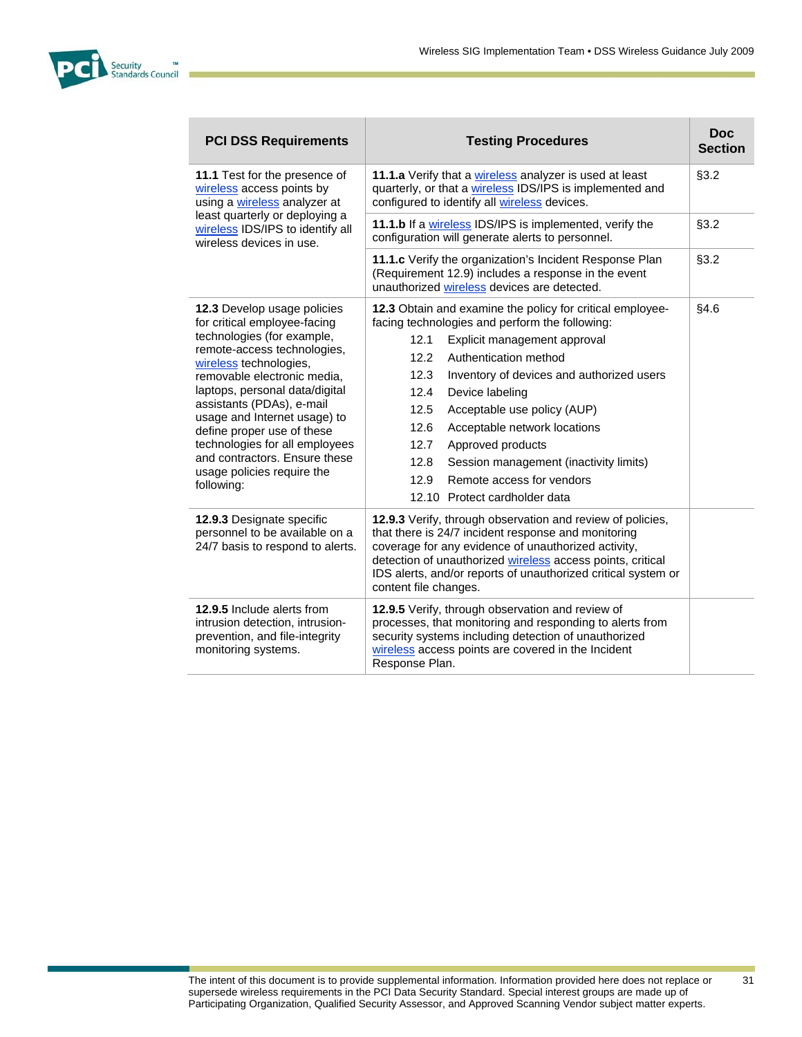| PCI DSS Requirements | Testing Procedures | Doc Section |
|---|---|---|
| **11.1** Test for the presence of wireless access points by using a wireless analyzer at least quarterly or deploying a wireless IDS/IPS to identify all wireless devices in use. | **11.1.a** Verify that a wireless analyzer is used at least quarterly, or that a wireless IDS/IPS is implemented and configured to identify all wireless devices. | §3.2 |
| | **11.1.b** If a wireless IDS/IPS is implemented, verify the configuration will generate alerts to personnel. | §3.2 |
| | **11.1.c** Verify the organization's Incident Response Plan (Requirement 12.9) includes a response in the event unauthorized wireless devices are detected. | §3.2 |
| **12.3** Develop usage policies for critical employee-facing technologies (for example, remote-access technologies, wireless technologies, removable electronic media, laptops, personal data/digital assistants (PDAs), e-mail usage and Internet usage) to define proper use of these technologies for all employees and contractors. Ensure these usage policies require the following: | **12.3** Obtain and examine the policy for critical employee-facing technologies and perform the following:<br>12.1 Explicit management approval<br>12.2 Authentication method<br>12.3 Inventory of devices and authorized users<br>12.4 Device labeling<br>12.5 Acceptable use policy (AUP)<br>12.6 Acceptable network locations<br>12.7 Approved products<br>12.8 Session management (inactivity limits)<br>12.9 Remote access for vendors<br>12.10 Protect cardholder data | §4.6 |
| **12.9.3** Designate specific personnel to be available on a 24/7 basis to respond to alerts. | **12.9.3** Verify, through observation and review of policies, that there is 24/7 incident response and monitoring coverage for any evidence of unauthorized activity, detection of unauthorized wireless access points, critical IDS alerts, and/or reports of unauthorized critical system or content file changes. | |
| **12.9.5** Include alerts from intrusion detection, intrusion-prevention, and file-integrity monitoring systems. | **12.9.5** Verify, through observation and review of processes, that monitoring and responding to alerts from security systems including detection of unauthorized wireless access points are covered in the Incident Response Plan. | |

The intent of this document is to provide supplemental information. Information provided here does not replace or supersede wireless requirements in the PCI Data Security Standard. Special interest groups are made up of Participating Organization, Qualified Security Assessor, and Approved Scanning Vendor subject matter experts.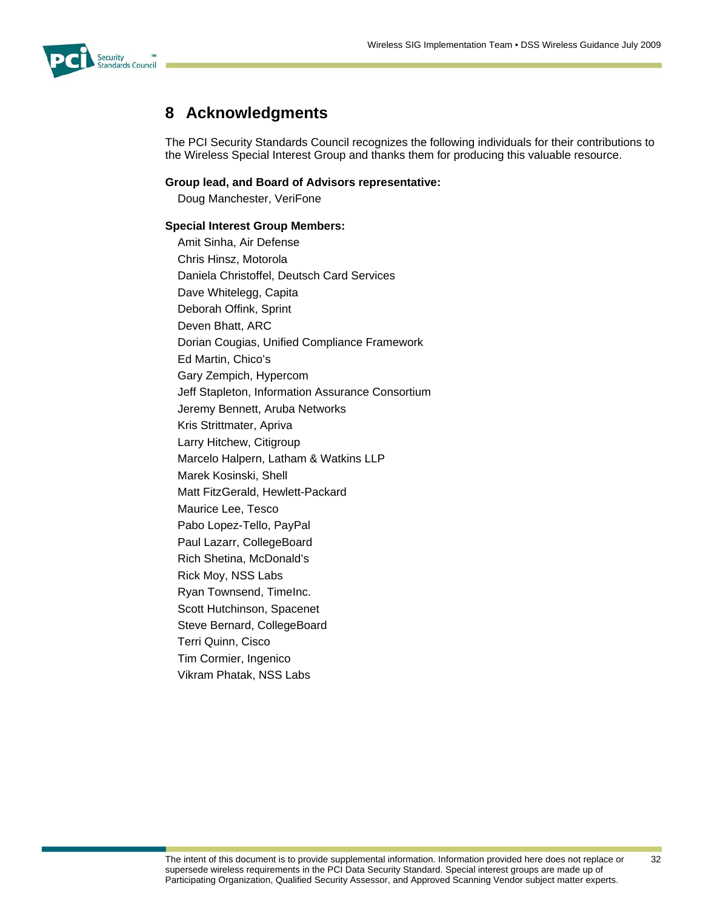# 8 Acknowledgments

The PCI Security Standards Council recognizes the following individuals for their contributions to the Wireless Special Interest Group and thanks them for producing this valuable resource.

**Group lead, and Board of Advisors representative:**

Doug Manchester, VeriFone

**Special Interest Group Members:**

Amit Sinha, Air Defense
Chris Hinsz, Motorola
Daniela Christoffel, Deutsch Card Services
Dave Whitelegg, Capita
Deborah Offink, Sprint
Deven Bhatt, ARC
Dorian Cougias, Unified Compliance Framework
Ed Martin, Chico's
Gary Zempich, Hypercom
Jeff Stapleton, Information Assurance Consortium
Jeremy Bennett, Aruba Networks
Kris Strittmater, Apriva
Larry Hitchew, Citigroup
Marcelo Halpern, Latham & Watkins LLP
Marek Kosinski, Shell
Matt FitzGerald, Hewlett-Packard
Maurice Lee, Tesco
Pabo Lopez-Tello, PayPal
Paul Lazarr, CollegeBoard
Rich Shetina, McDonald's
Rick Moy, NSS Labs
Ryan Townsend, TimeInc.
Scott Hutchinson, Spacenet
Steve Bernard, CollegeBoard
Terri Quinn, Cisco
Tim Cormier, Ingenico
Vikram Phatak, NSS Labs

The intent of this document is to provide supplemental information. Information provided here does not replace or supersede wireless requirements in the PCI Data Security Standard. Special interest groups are made up of Participating Organization, Qualified Security Assessor, and Approved Scanning Vendor subject matter experts.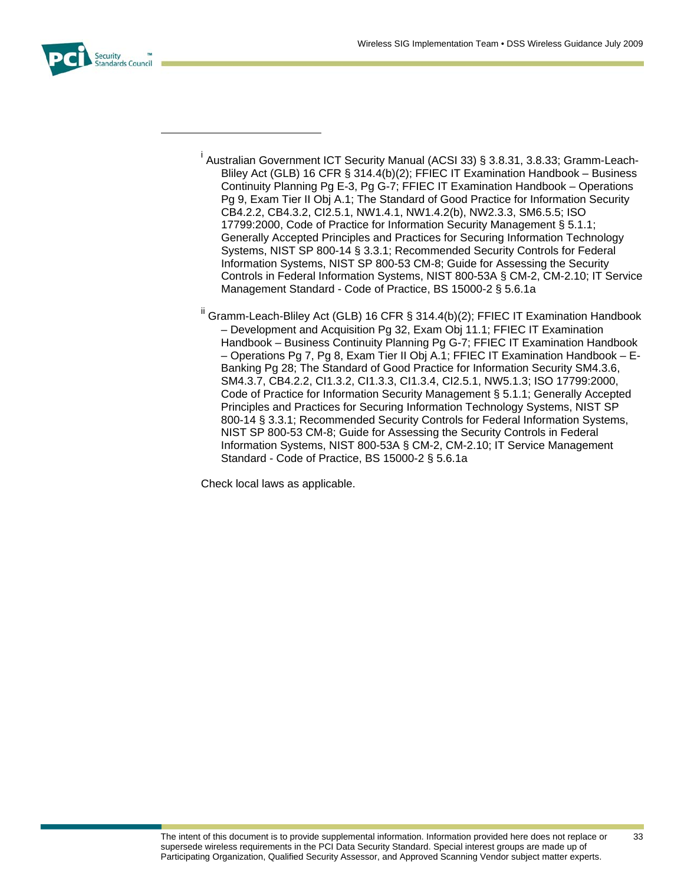[i] Australian Government ICT Security Manual (ACSI 33) § 3.8.31, 3.8.33; Gramm-Leach-Bliley Act (GLB) 16 CFR § 314.4(b)(2); FFIEC IT Examination Handbook – Business Continuity Planning Pg E-3, Pg G-7; FFIEC IT Examination Handbook – Operations Pg 9, Exam Tier II Obj A.1; The Standard of Good Practice for Information Security CB4.2.2, CB4.3.2, CI2.5.1, NW1.4.1, NW1.4.2(b), NW2.3.3, SM6.5.5; ISO 17799:2000, Code of Practice for Information Security Management § 5.1.1; Generally Accepted Principles and Practices for Securing Information Technology Systems, NIST SP 800-14 § 3.3.1; Recommended Security Controls for Federal Information Systems, NIST SP 800-53 CM-8; Guide for Assessing the Security Controls in Federal Information Systems, NIST 800-53A § CM-2, CM-2.10; IT Service Management Standard - Code of Practice, BS 15000-2 § 5.6.1a

[ii] Gramm-Leach-Bliley Act (GLB) 16 CFR § 314.4(b)(2); FFIEC IT Examination Handbook – Development and Acquisition Pg 32, Exam Obj 11.1; FFIEC IT Examination Handbook – Business Continuity Planning Pg G-7; FFIEC IT Examination Handbook – Operations Pg 7, Pg 8, Exam Tier II Obj A.1; FFIEC IT Examination Handbook – E-Banking Pg 28; The Standard of Good Practice for Information Security SM4.3.6, SM4.3.7, CB4.2.2, CI1.3.2, CI1.3.3, CI1.3.4, CI2.5.1, NW5.1.3; ISO 17799:2000, Code of Practice for Information Security Management § 5.1.1; Generally Accepted Principles and Practices for Securing Information Technology Systems, NIST SP 800-14 § 3.3.1; Recommended Security Controls for Federal Information Systems, NIST SP 800-53 CM-8; Guide for Assessing the Security Controls in Federal Information Systems, NIST 800-53A § CM-2, CM-2.10; IT Service Management Standard - Code of Practice, BS 15000-2 § 5.6.1a

Check local laws as applicable.